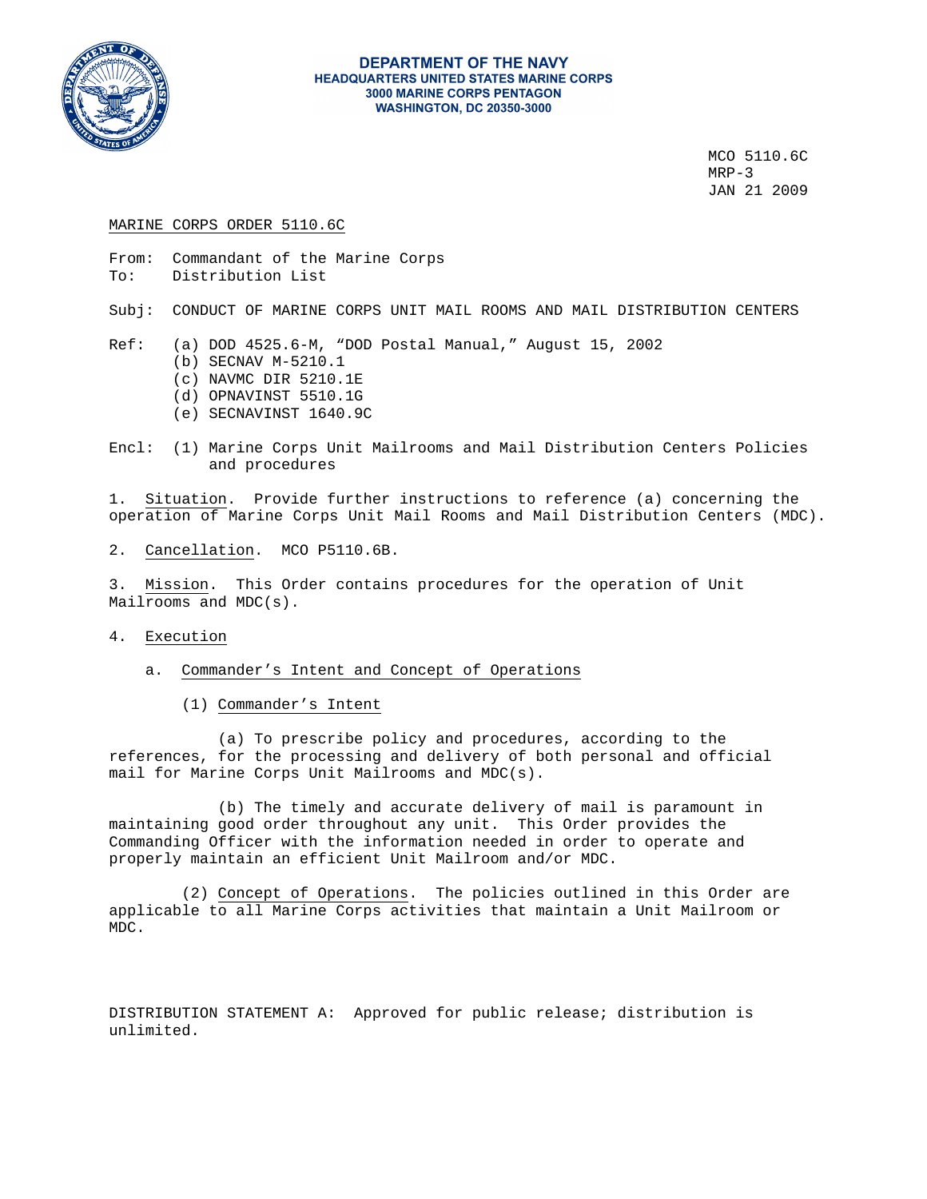**DEPARTMENT OF THE NAVY**
**HEADQUARTERS UNITED STATES MARINE CORPS**
**3000 MARINE CORPS PENTAGON**
**WASHINGTON, DC 20350-3000**

MCO 5110.6C
MRP-3
JAN 21 2009

MARINE CORPS ORDER 5110.6C

From: Commandant of the Marine Corps
To: Distribution List

Subj: CONDUCT OF MARINE CORPS UNIT MAIL ROOMS AND MAIL DISTRIBUTION CENTERS

Ref:
(a) DOD 4525.6-M, "DOD Postal Manual," August 15, 2002
(b) SECNAV M-5210.1
(c) NAVMC DIR 5210.1E
(d) OPNAVINST 5510.1G
(e) SECNAVINST 1640.9C

Encl: (1) Marine Corps Unit Mailrooms and Mail Distribution Centers Policies and procedures

1. Situation. Provide further instructions to reference (a) concerning the operation of Marine Corps Unit Mail Rooms and Mail Distribution Centers (MDC).

2. Cancellation. MCO P5110.6B.

3. Mission. This Order contains procedures for the operation of Unit Mailrooms and MDC(s).

4. Execution

a. Commander's Intent and Concept of Operations

(1) Commander's Intent

(a) To prescribe policy and procedures, according to the references, for the processing and delivery of both personal and official mail for Marine Corps Unit Mailrooms and MDC(s).

(b) The timely and accurate delivery of mail is paramount in maintaining good order throughout any unit. This Order provides the Commanding Officer with the information needed in order to operate and properly maintain an efficient Unit Mailroom and/or MDC.

(2) Concept of Operations. The policies outlined in this Order are applicable to all Marine Corps activities that maintain a Unit Mailroom or MDC.

DISTRIBUTION STATEMENT A: Approved for public release; distribution is unlimited.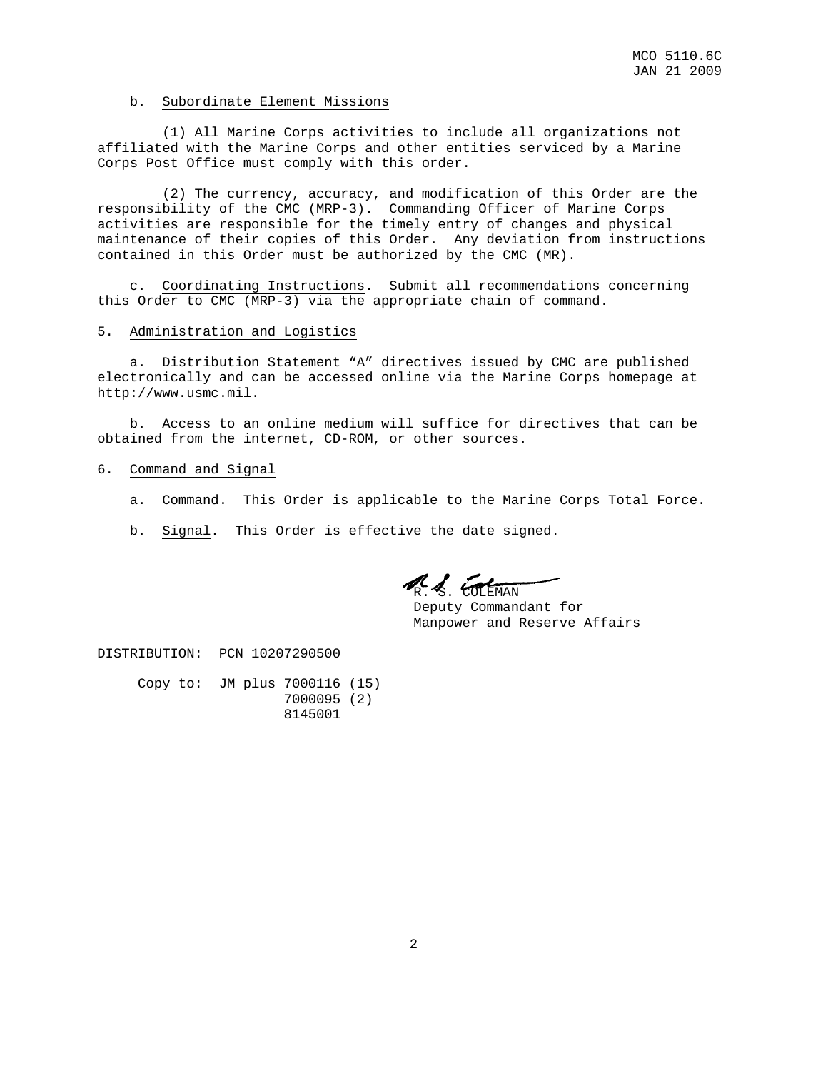b. Subordinate Element Missions

(1) All Marine Corps activities to include all organizations not affiliated with the Marine Corps and other entities serviced by a Marine Corps Post Office must comply with this order.

(2) The currency, accuracy, and modification of this Order are the responsibility of the CMC (MRP-3). Commanding Officer of Marine Corps activities are responsible for the timely entry of changes and physical maintenance of their copies of this Order. Any deviation from instructions contained in this Order must be authorized by the CMC (MR).

c. Coordinating Instructions. Submit all recommendations concerning this Order to CMC (MRP-3) via the appropriate chain of command.

5. Administration and Logistics

a. Distribution Statement "A" directives issued by CMC are published electronically and can be accessed online via the Marine Corps homepage at http://www.usmc.mil.

b. Access to an online medium will suffice for directives that can be obtained from the internet, CD-ROM, or other sources.

6. Command and Signal

a. Command. This Order is applicable to the Marine Corps Total Force.

b. Signal. This Order is effective the date signed.

R. S. COLEMAN
Deputy Commandant for
Manpower and Reserve Affairs

DISTRIBUTION: PCN 10207290500

Copy to: JM plus 7000116 (15)
7000095 (2)
8145001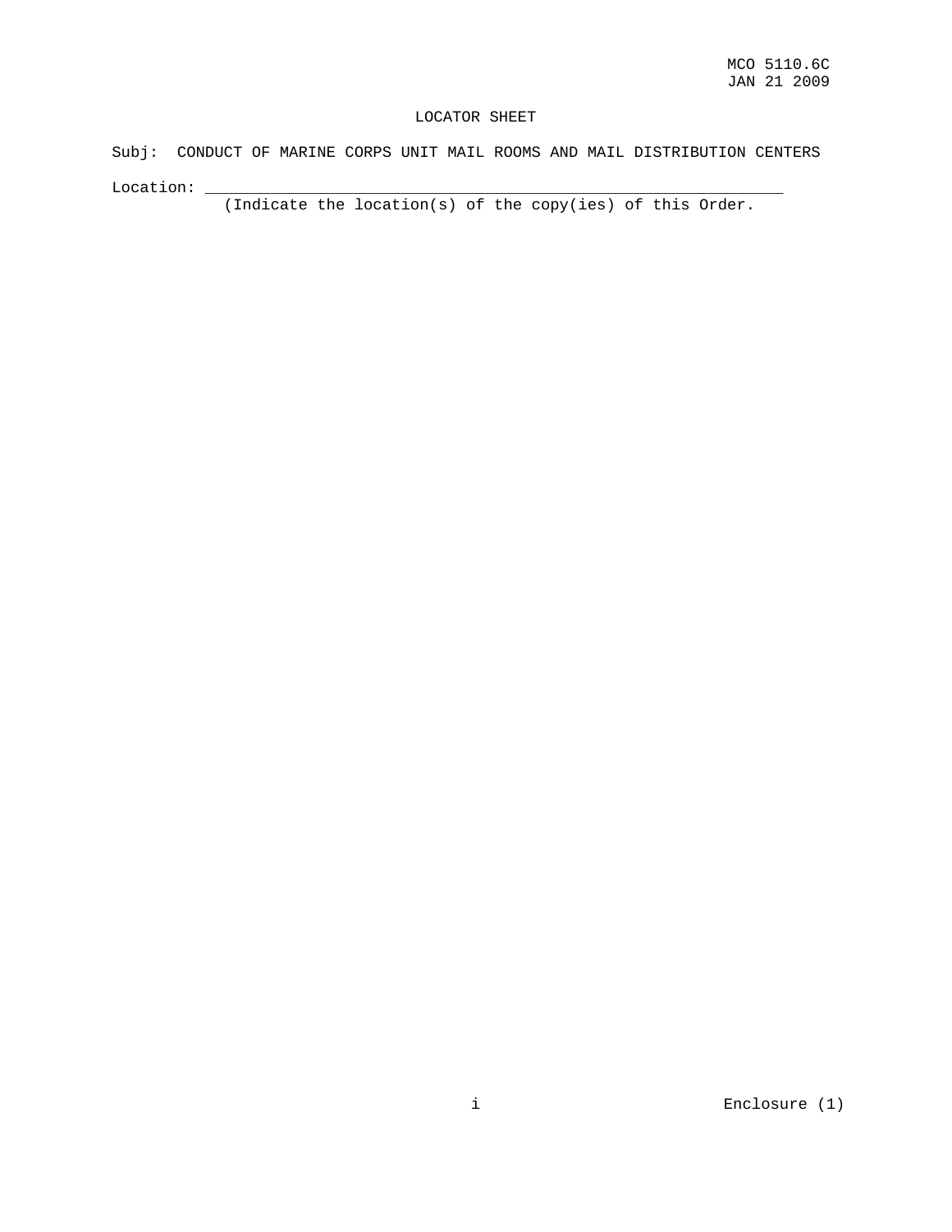# LOCATOR SHEET

Subj: CONDUCT OF MARINE CORPS UNIT MAIL ROOMS AND MAIL DISTRIBUTION CENTERS

Location: _______________________________________________________________
(Indicate the location(s) of the copy(ies) of this Order.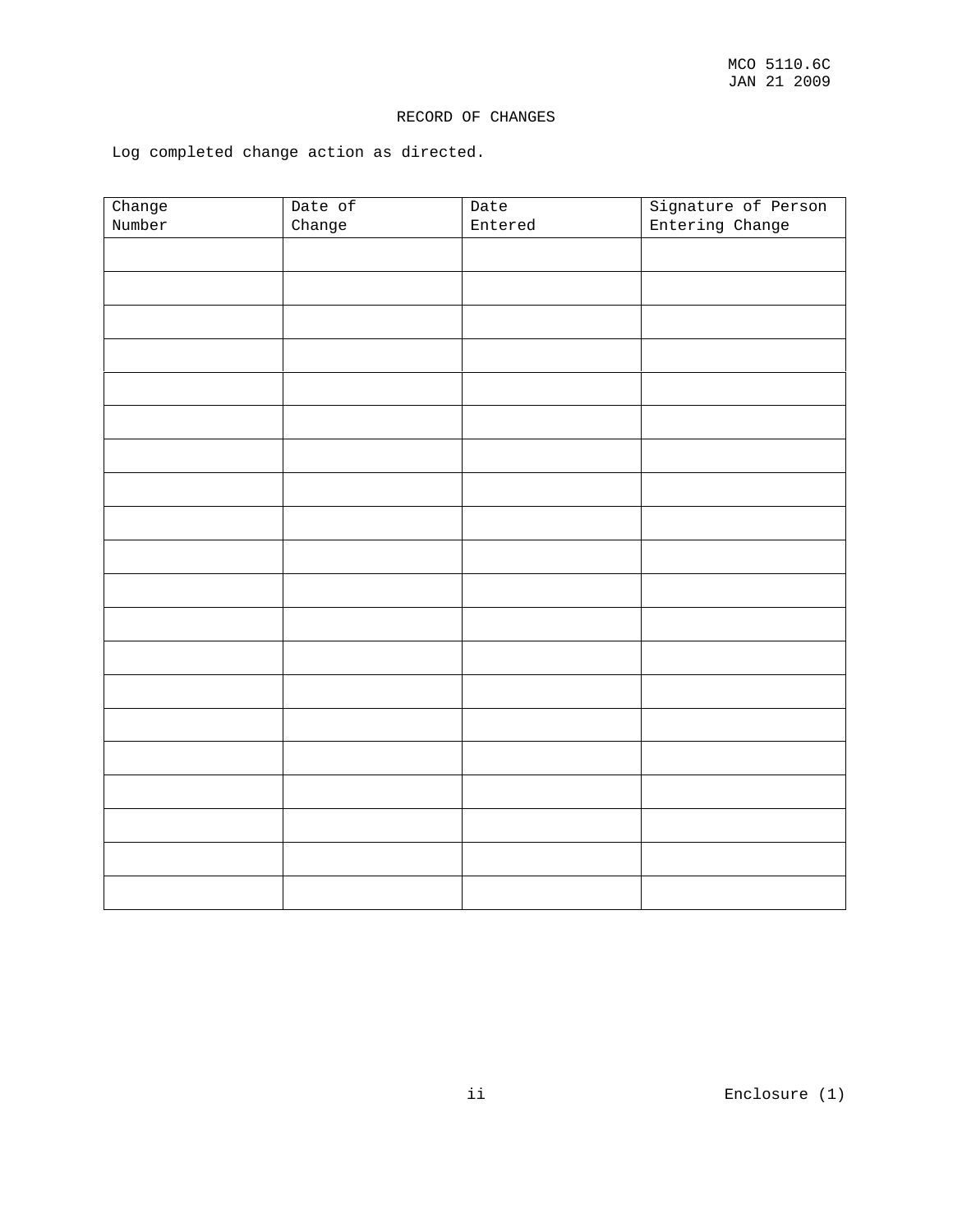# RECORD OF CHANGES

Log completed change action as directed.

| Change Number | Date of Change | Date Entered | Signature of Person Entering Change |
|---|---|---|---|
| | | | |
| | | | |
| | | | |
| | | | |
| | | | |
| | | | |
| | | | |
| | | | |
| | | | |
| | | | |
| | | | |
| | | | |
| | | | |
| | | | |
| | | | |
| | | | |
| | | | |
| | | | |
| | | | |
| | | | |

Enclosure (1)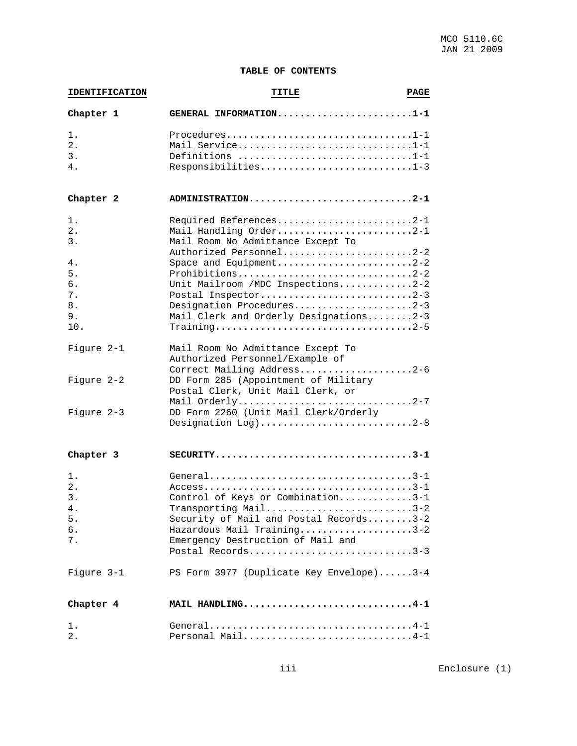## TABLE OF CONTENTS

| IDENTIFICATION | TITLE | PAGE |
|---|---|---|
| **Chapter 1** | **GENERAL INFORMATION** | **1-1** |
| 1. | Procedures | 1-1 |
| 2. | Mail Service | 1-1 |
| 3. | Definitions | 1-1 |
| 4. | Responsibilities | 1-3 |
| **Chapter 2** | **ADMINISTRATION** | **2-1** |
| 1. | Required References | 2-1 |
| 2. | Mail Handling Order | 2-1 |
| 3. | Mail Room No Admittance Except To Authorized Personnel | 2-2 |
| 4. | Space and Equipment | 2-2 |
| 5. | Prohibitions | 2-2 |
| 6. | Unit Mailroom /MDC Inspections | 2-2 |
| 7. | Postal Inspector | 2-3 |
| 8. | Designation Procedures | 2-3 |
| 9. | Mail Clerk and Orderly Designations | 2-3 |
| 10. | Training | 2-5 |
| Figure 2-1 | Mail Room No Admittance Except To Authorized Personnel/Example of Correct Mailing Address | 2-6 |
| Figure 2-2 | DD Form 285 (Appointment of Military Postal Clerk, Unit Mail Clerk, or Mail Orderly | 2-7 |
| Figure 2-3 | DD Form 2260 (Unit Mail Clerk/Orderly Designation Log) | 2-8 |
| **Chapter 3** | **SECURITY** | **3-1** |
| 1. | General | 3-1 |
| 2. | Access | 3-1 |
| 3. | Control of Keys or Combination | 3-1 |
| 4. | Transporting Mail | 3-2 |
| 5. | Security of Mail and Postal Records | 3-2 |
| 6. | Hazardous Mail Training | 3-2 |
| 7. | Emergency Destruction of Mail and Postal Records | 3-3 |
| Figure 3-1 | PS Form 3977 (Duplicate Key Envelope) | 3-4 |
| **Chapter 4** | **MAIL HANDLING** | **4-1** |
| 1. | General | 4-1 |
| 2. | Personal Mail | 4-1 |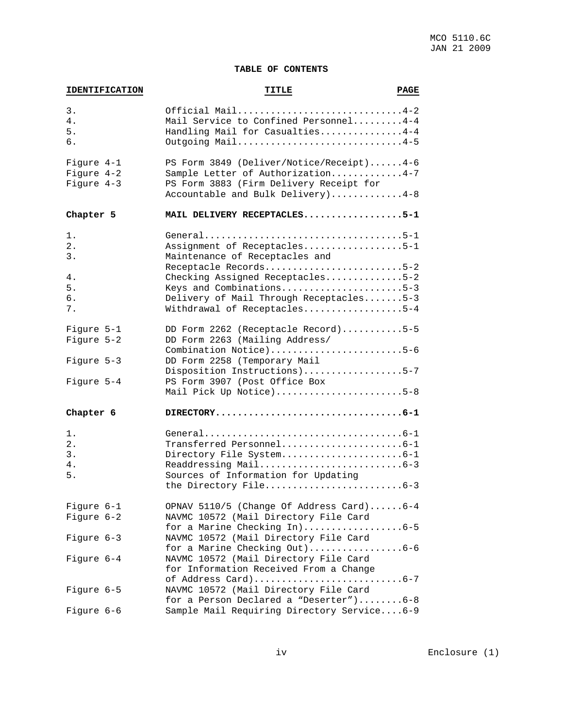**TABLE OF CONTENTS**

| IDENTIFICATION | TITLE | PAGE |
|---|---|---|
| 3. | Official Mail | 4-2 |
| 4. | Mail Service to Confined Personnel | 4-4 |
| 5. | Handling Mail for Casualties | 4-4 |
| 6. | Outgoing Mail | 4-5 |
| Figure 4-1 | PS Form 3849 (Deliver/Notice/Receipt) | 4-6 |
| Figure 4-2 | Sample Letter of Authorization | 4-7 |
| Figure 4-3 | PS Form 3883 (Firm Delivery Receipt for Accountable and Bulk Delivery) | 4-8 |
| **Chapter 5** | **MAIL DELIVERY RECEPTACLES** | **5-1** |
| 1. | General | 5-1 |
| 2. | Assignment of Receptacles | 5-1 |
| 3. | Maintenance of Receptacles and Receptacle Records | 5-2 |
| 4. | Checking Assigned Receptacles | 5-2 |
| 5. | Keys and Combinations | 5-3 |
| 6. | Delivery of Mail Through Receptacles | 5-3 |
| 7. | Withdrawal of Receptacles | 5-4 |
| Figure 5-1 | DD Form 2262 (Receptacle Record) | 5-5 |
| Figure 5-2 | DD Form 2263 (Mailing Address/ Combination Notice) | 5-6 |
| Figure 5-3 | DD Form 2258 (Temporary Mail Disposition Instructions) | 5-7 |
| Figure 5-4 | PS Form 3907 (Post Office Box Mail Pick Up Notice) | 5-8 |
| **Chapter 6** | **DIRECTORY** | **6-1** |
| 1. | General | 6-1 |
| 2. | Transferred Personnel | 6-1 |
| 3. | Directory File System | 6-1 |
| 4. | Readdressing Mail | 6-3 |
| 5. | Sources of Information for Updating the Directory File | 6-3 |
| Figure 6-1 | OPNAV 5110/5 (Change Of Address Card) | 6-4 |
| Figure 6-2 | NAVMC 10572 (Mail Directory File Card for a Marine Checking In) | 6-5 |
| Figure 6-3 | NAVMC 10572 (Mail Directory File Card for a Marine Checking Out) | 6-6 |
| Figure 6-4 | NAVMC 10572 (Mail Directory File Card for Information Received From a Change of Address Card) | 6-7 |
| Figure 6-5 | NAVMC 10572 (Mail Directory File Card for a Person Declared a "Deserter") | 6-8 |
| Figure 6-6 | Sample Mail Requiring Directory Service | 6-9 |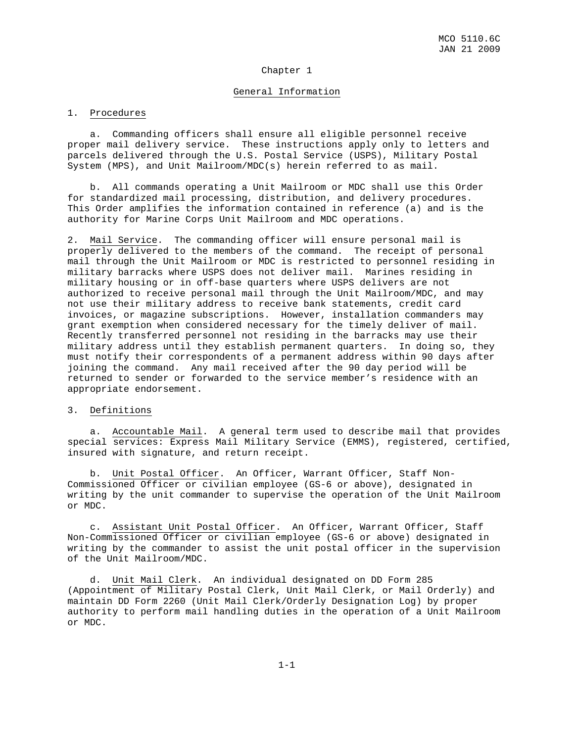# Chapter 1

## General Information

1. Procedures

a. Commanding officers shall ensure all eligible personnel receive proper mail delivery service. These instructions apply only to letters and parcels delivered through the U.S. Postal Service (USPS), Military Postal System (MPS), and Unit Mailroom/MDC(s) herein referred to as mail.

b. All commands operating a Unit Mailroom or MDC shall use this Order for standardized mail processing, distribution, and delivery procedures. This Order amplifies the information contained in reference (a) and is the authority for Marine Corps Unit Mailroom and MDC operations.

2. Mail Service. The commanding officer will ensure personal mail is properly delivered to the members of the command. The receipt of personal mail through the Unit Mailroom or MDC is restricted to personnel residing in military barracks where USPS does not deliver mail. Marines residing in military housing or in off-base quarters where USPS delivers are not authorized to receive personal mail through the Unit Mailroom/MDC, and may not use their military address to receive bank statements, credit card invoices, or magazine subscriptions. However, installation commanders may grant exemption when considered necessary for the timely deliver of mail. Recently transferred personnel not residing in the barracks may use their military address until they establish permanent quarters. In doing so, they must notify their correspondents of a permanent address within 90 days after joining the command. Any mail received after the 90 day period will be returned to sender or forwarded to the service member's residence with an appropriate endorsement.

3. Definitions

a. Accountable Mail. A general term used to describe mail that provides special services: Express Mail Military Service (EMMS), registered, certified, insured with signature, and return receipt.

b. Unit Postal Officer. An Officer, Warrant Officer, Staff Non-Commissioned Officer or civilian employee (GS-6 or above), designated in writing by the unit commander to supervise the operation of the Unit Mailroom or MDC.

c. Assistant Unit Postal Officer. An Officer, Warrant Officer, Staff Non-Commissioned Officer or civilian employee (GS-6 or above) designated in writing by the commander to assist the unit postal officer in the supervision of the Unit Mailroom/MDC.

d. Unit Mail Clerk. An individual designated on DD Form 285 (Appointment of Military Postal Clerk, Unit Mail Clerk, or Mail Orderly) and maintain DD Form 2260 (Unit Mail Clerk/Orderly Designation Log) by proper authority to perform mail handling duties in the operation of a Unit Mailroom or MDC.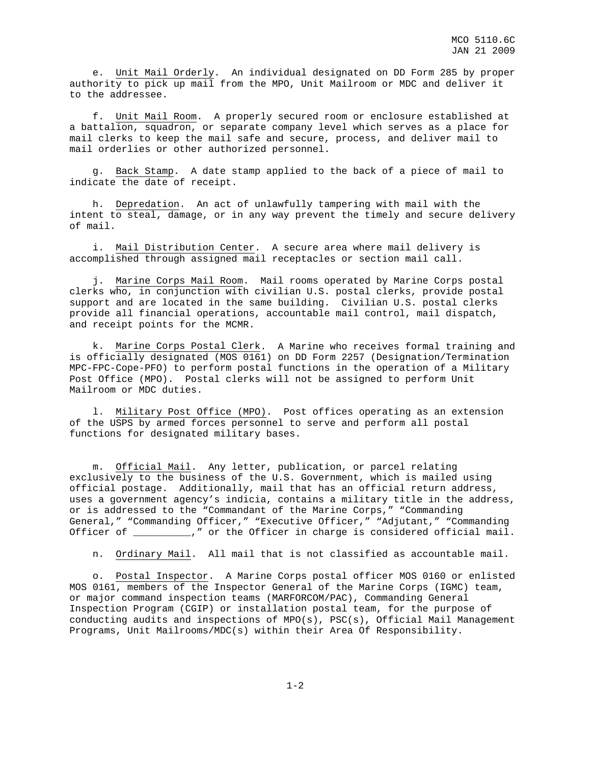e. Unit Mail Orderly. An individual designated on DD Form 285 by proper authority to pick up mail from the MPO, Unit Mailroom or MDC and deliver it to the addressee.

f. Unit Mail Room. A properly secured room or enclosure established at a battalion, squadron, or separate company level which serves as a place for mail clerks to keep the mail safe and secure, process, and deliver mail to mail orderlies or other authorized personnel.

g. Back Stamp. A date stamp applied to the back of a piece of mail to indicate the date of receipt.

h. Depredation. An act of unlawfully tampering with mail with the intent to steal, damage, or in any way prevent the timely and secure delivery of mail.

i. Mail Distribution Center. A secure area where mail delivery is accomplished through assigned mail receptacles or section mail call.

j. Marine Corps Mail Room. Mail rooms operated by Marine Corps postal clerks who, in conjunction with civilian U.S. postal clerks, provide postal support and are located in the same building. Civilian U.S. postal clerks provide all financial operations, accountable mail control, mail dispatch, and receipt points for the MCMR.

k. Marine Corps Postal Clerk. A Marine who receives formal training and is officially designated (MOS 0161) on DD Form 2257 (Designation/Termination MPC-FPC-Cope-PFO) to perform postal functions in the operation of a Military Post Office (MPO). Postal clerks will not be assigned to perform Unit Mailroom or MDC duties.

l. Military Post Office (MPO). Post offices operating as an extension of the USPS by armed forces personnel to serve and perform all postal functions for designated military bases.

m. Official Mail. Any letter, publication, or parcel relating exclusively to the business of the U.S. Government, which is mailed using official postage. Additionally, mail that has an official return address, uses a government agency's indicia, contains a military title in the address, or is addressed to the "Commandant of the Marine Corps," "Commanding General," "Commanding Officer," "Executive Officer," "Adjutant," "Commanding Officer of __________," or the Officer in charge is considered official mail.

n. Ordinary Mail. All mail that is not classified as accountable mail.

o. Postal Inspector. A Marine Corps postal officer MOS 0160 or enlisted MOS 0161, members of the Inspector General of the Marine Corps (IGMC) team, or major command inspection teams (MARFORCOM/PAC), Commanding General Inspection Program (CGIP) or installation postal team, for the purpose of conducting audits and inspections of MPO(s), PSC(s), Official Mail Management Programs, Unit Mailrooms/MDC(s) within their Area Of Responsibility.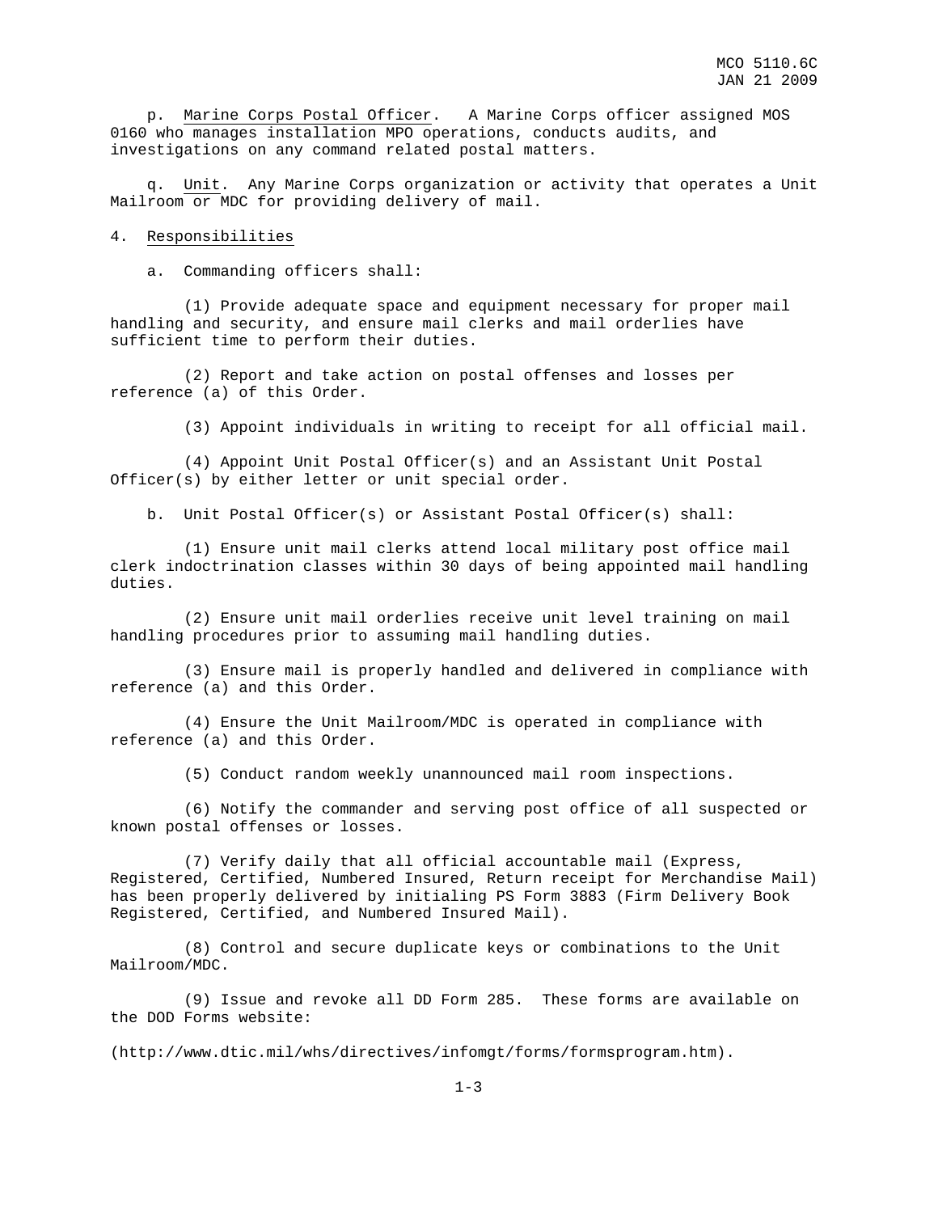p. Marine Corps Postal Officer. A Marine Corps officer assigned MOS 0160 who manages installation MPO operations, conducts audits, and investigations on any command related postal matters.

q. Unit. Any Marine Corps organization or activity that operates a Unit Mailroom or MDC for providing delivery of mail.

4. Responsibilities

a. Commanding officers shall:

(1) Provide adequate space and equipment necessary for proper mail handling and security, and ensure mail clerks and mail orderlies have sufficient time to perform their duties.

(2) Report and take action on postal offenses and losses per reference (a) of this Order.

(3) Appoint individuals in writing to receipt for all official mail.

(4) Appoint Unit Postal Officer(s) and an Assistant Unit Postal Officer(s) by either letter or unit special order.

b. Unit Postal Officer(s) or Assistant Postal Officer(s) shall:

(1) Ensure unit mail clerks attend local military post office mail clerk indoctrination classes within 30 days of being appointed mail handling duties.

(2) Ensure unit mail orderlies receive unit level training on mail handling procedures prior to assuming mail handling duties.

(3) Ensure mail is properly handled and delivered in compliance with reference (a) and this Order.

(4) Ensure the Unit Mailroom/MDC is operated in compliance with reference (a) and this Order.

(5) Conduct random weekly unannounced mail room inspections.

(6) Notify the commander and serving post office of all suspected or known postal offenses or losses.

(7) Verify daily that all official accountable mail (Express, Registered, Certified, Numbered Insured, Return receipt for Merchandise Mail) has been properly delivered by initialing PS Form 3883 (Firm Delivery Book Registered, Certified, and Numbered Insured Mail).

(8) Control and secure duplicate keys or combinations to the Unit Mailroom/MDC.

(9) Issue and revoke all DD Form 285. These forms are available on the DOD Forms website:

(http://www.dtic.mil/whs/directives/infomgt/forms/formsprogram.htm).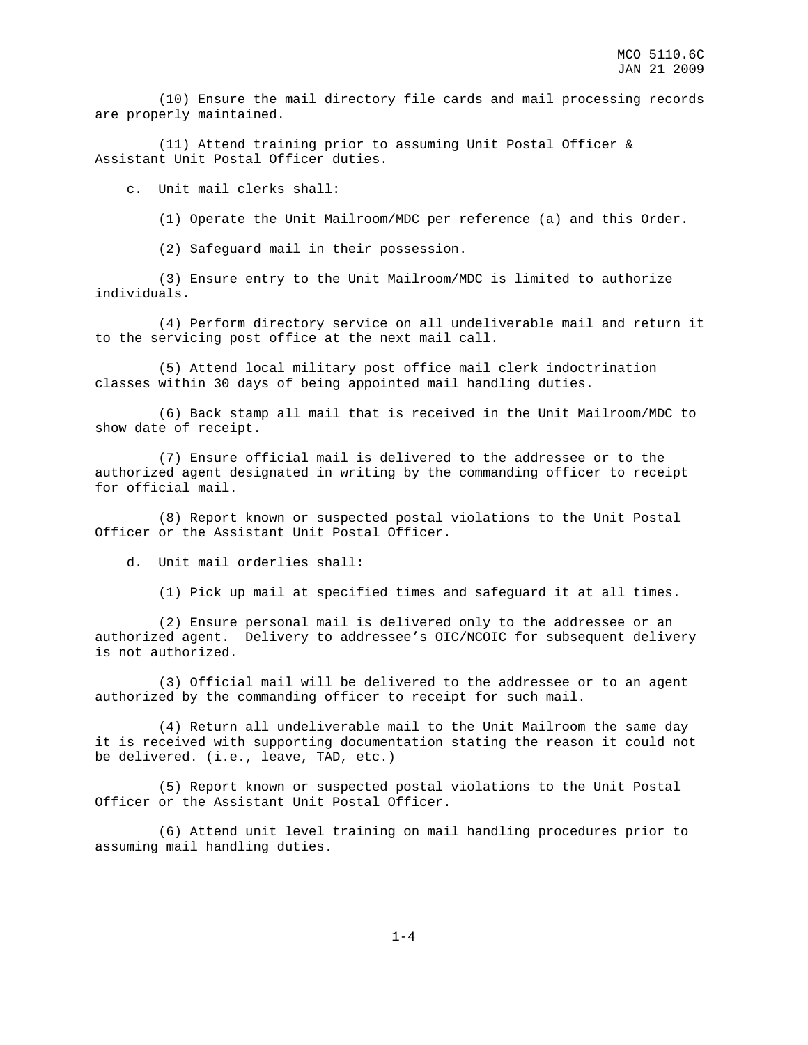(10) Ensure the mail directory file cards and mail processing records are properly maintained.

(11) Attend training prior to assuming Unit Postal Officer & Assistant Unit Postal Officer duties.

c. Unit mail clerks shall:

(1) Operate the Unit Mailroom/MDC per reference (a) and this Order.

(2) Safeguard mail in their possession.

(3) Ensure entry to the Unit Mailroom/MDC is limited to authorize individuals.

(4) Perform directory service on all undeliverable mail and return it to the servicing post office at the next mail call.

(5) Attend local military post office mail clerk indoctrination classes within 30 days of being appointed mail handling duties.

(6) Back stamp all mail that is received in the Unit Mailroom/MDC to show date of receipt.

(7) Ensure official mail is delivered to the addressee or to the authorized agent designated in writing by the commanding officer to receipt for official mail.

(8) Report known or suspected postal violations to the Unit Postal Officer or the Assistant Unit Postal Officer.

d. Unit mail orderlies shall:

(1) Pick up mail at specified times and safeguard it at all times.

(2) Ensure personal mail is delivered only to the addressee or an authorized agent. Delivery to addressee's OIC/NCOIC for subsequent delivery is not authorized.

(3) Official mail will be delivered to the addressee or to an agent authorized by the commanding officer to receipt for such mail.

(4) Return all undeliverable mail to the Unit Mailroom the same day it is received with supporting documentation stating the reason it could not be delivered. (i.e., leave, TAD, etc.)

(5) Report known or suspected postal violations to the Unit Postal Officer or the Assistant Unit Postal Officer.

(6) Attend unit level training on mail handling procedures prior to assuming mail handling duties.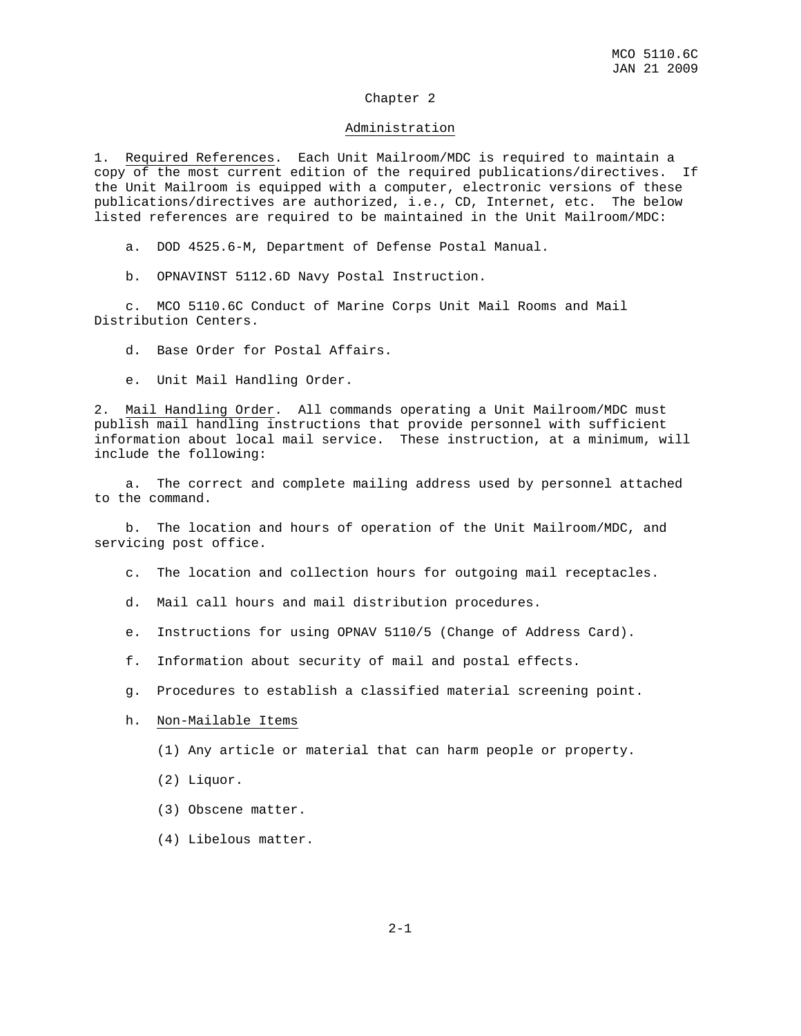## Chapter 2

## Administration

1. Required References. Each Unit Mailroom/MDC is required to maintain a copy of the most current edition of the required publications/directives. If the Unit Mailroom is equipped with a computer, electronic versions of these publications/directives are authorized, i.e., CD, Internet, etc. The below listed references are required to be maintained in the Unit Mailroom/MDC:

  a. DOD 4525.6-M, Department of Defense Postal Manual.

  b. OPNAVINST 5112.6D Navy Postal Instruction.

  c. MCO 5110.6C Conduct of Marine Corps Unit Mail Rooms and Mail Distribution Centers.

  d. Base Order for Postal Affairs.

  e. Unit Mail Handling Order.

2. Mail Handling Order. All commands operating a Unit Mailroom/MDC must publish mail handling instructions that provide personnel with sufficient information about local mail service. These instruction, at a minimum, will include the following:

  a. The correct and complete mailing address used by personnel attached to the command.

  b. The location and hours of operation of the Unit Mailroom/MDC, and servicing post office.

  c. The location and collection hours for outgoing mail receptacles.

  d. Mail call hours and mail distribution procedures.

  e. Instructions for using OPNAV 5110/5 (Change of Address Card).

  f. Information about security of mail and postal effects.

  g. Procedures to establish a classified material screening point.

  h. Non-Mailable Items

    (1) Any article or material that can harm people or property.

    (2) Liquor.

    (3) Obscene matter.

    (4) Libelous matter.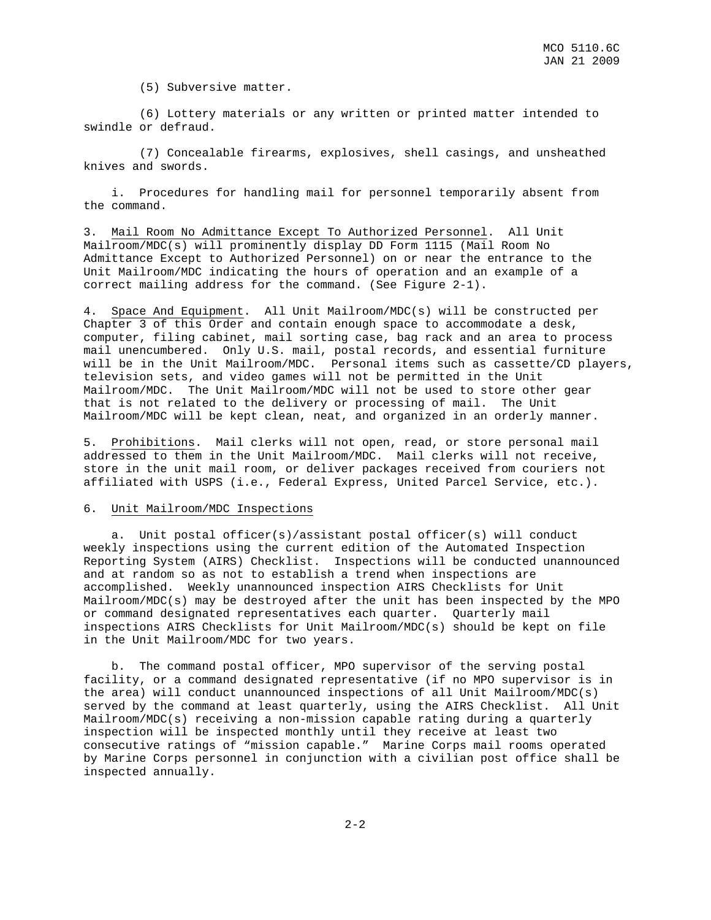(5) Subversive matter.

(6) Lottery materials or any written or printed matter intended to swindle or defraud.

(7) Concealable firearms, explosives, shell casings, and unsheathed knives and swords.

i. Procedures for handling mail for personnel temporarily absent from the command.

3. <u>Mail Room No Admittance Except To Authorized Personnel</u>. All Unit Mailroom/MDC(s) will prominently display DD Form 1115 (Mail Room No Admittance Except to Authorized Personnel) on or near the entrance to the Unit Mailroom/MDC indicating the hours of operation and an example of a correct mailing address for the command. (See Figure 2-1).

4. <u>Space And Equipment</u>. All Unit Mailroom/MDC(s) will be constructed per Chapter 3 of this Order and contain enough space to accommodate a desk, computer, filing cabinet, mail sorting case, bag rack and an area to process mail unencumbered. Only U.S. mail, postal records, and essential furniture will be in the Unit Mailroom/MDC. Personal items such as cassette/CD players, television sets, and video games will not be permitted in the Unit Mailroom/MDC. The Unit Mailroom/MDC will not be used to store other gear that is not related to the delivery or processing of mail. The Unit Mailroom/MDC will be kept clean, neat, and organized in an orderly manner.

5. <u>Prohibitions</u>. Mail clerks will not open, read, or store personal mail addressed to them in the Unit Mailroom/MDC. Mail clerks will not receive, store in the unit mail room, or deliver packages received from couriers not affiliated with USPS (i.e., Federal Express, United Parcel Service, etc.).

6. <u>Unit Mailroom/MDC Inspections</u>

a. Unit postal officer(s)/assistant postal officer(s) will conduct weekly inspections using the current edition of the Automated Inspection Reporting System (AIRS) Checklist. Inspections will be conducted unannounced and at random so as not to establish a trend when inspections are accomplished. Weekly unannounced inspection AIRS Checklists for Unit Mailroom/MDC(s) may be destroyed after the unit has been inspected by the MPO or command designated representatives each quarter. Quarterly mail inspections AIRS Checklists for Unit Mailroom/MDC(s) should be kept on file in the Unit Mailroom/MDC for two years.

b. The command postal officer, MPO supervisor of the serving postal facility, or a command designated representative (if no MPO supervisor is in the area) will conduct unannounced inspections of all Unit Mailroom/MDC(s) served by the command at least quarterly, using the AIRS Checklist. All Unit Mailroom/MDC(s) receiving a non-mission capable rating during a quarterly inspection will be inspected monthly until they receive at least two consecutive ratings of "mission capable." Marine Corps mail rooms operated by Marine Corps personnel in conjunction with a civilian post office shall be inspected annually.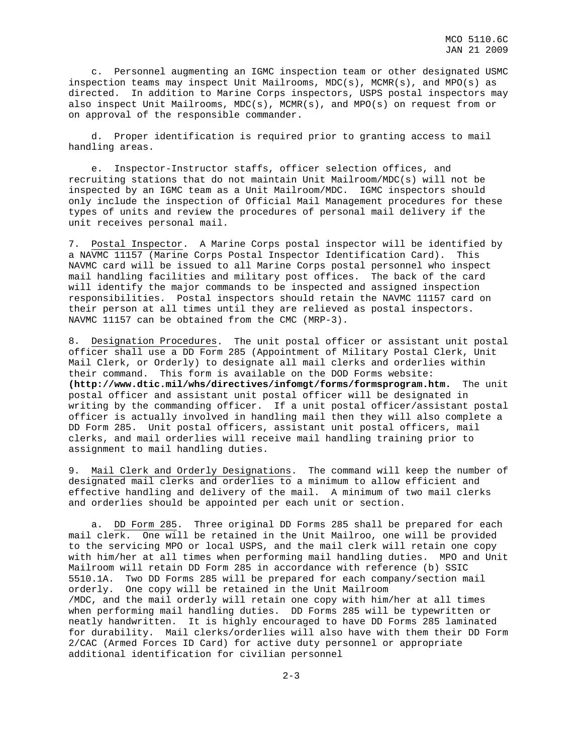c. Personnel augmenting an IGMC inspection team or other designated USMC inspection teams may inspect Unit Mailrooms, MDC(s), MCMR(s), and MPO(s) as directed. In addition to Marine Corps inspectors, USPS postal inspectors may also inspect Unit Mailrooms, MDC(s), MCMR(s), and MPO(s) on request from or on approval of the responsible commander.

d. Proper identification is required prior to granting access to mail handling areas.

e. Inspector-Instructor staffs, officer selection offices, and recruiting stations that do not maintain Unit Mailroom/MDC(s) will not be inspected by an IGMC team as a Unit Mailroom/MDC. IGMC inspectors should only include the inspection of Official Mail Management procedures for these types of units and review the procedures of personal mail delivery if the unit receives personal mail.

7. Postal Inspector. A Marine Corps postal inspector will be identified by a NAVMC 11157 (Marine Corps Postal Inspector Identification Card). This NAVMC card will be issued to all Marine Corps postal personnel who inspect mail handling facilities and military post offices. The back of the card will identify the major commands to be inspected and assigned inspection responsibilities. Postal inspectors should retain the NAVMC 11157 card on their person at all times until they are relieved as postal inspectors. NAVMC 11157 can be obtained from the CMC (MRP-3).

8. Designation Procedures. The unit postal officer or assistant unit postal officer shall use a DD Form 285 (Appointment of Military Postal Clerk, Unit Mail Clerk, or Orderly) to designate all mail clerks and orderlies within their command. This form is available on the DOD Forms website: **(http://www.dtic.mil/whs/directives/infomgt/forms/formsprogram.htm.** The unit postal officer and assistant unit postal officer will be designated in writing by the commanding officer. If a unit postal officer/assistant postal officer is actually involved in handling mail then they will also complete a DD Form 285. Unit postal officers, assistant unit postal officers, mail clerks, and mail orderlies will receive mail handling training prior to assignment to mail handling duties.

9. Mail Clerk and Orderly Designations. The command will keep the number of designated mail clerks and orderlies to a minimum to allow efficient and effective handling and delivery of the mail. A minimum of two mail clerks and orderlies should be appointed per each unit or section.

a. DD Form 285. Three original DD Forms 285 shall be prepared for each mail clerk. One will be retained in the Unit Mailroo, one will be provided to the servicing MPO or local USPS, and the mail clerk will retain one copy with him/her at all times when performing mail handling duties. MPO and Unit Mailroom will retain DD Form 285 in accordance with reference (b) SSIC 5510.1A. Two DD Forms 285 will be prepared for each company/section mail orderly. One copy will be retained in the Unit Mailroom /MDC, and the mail orderly will retain one copy with him/her at all times when performing mail handling duties. DD Forms 285 will be typewritten or neatly handwritten. It is highly encouraged to have DD Forms 285 laminated for durability. Mail clerks/orderlies will also have with them their DD Form 2/CAC (Armed Forces ID Card) for active duty personnel or appropriate additional identification for civilian personnel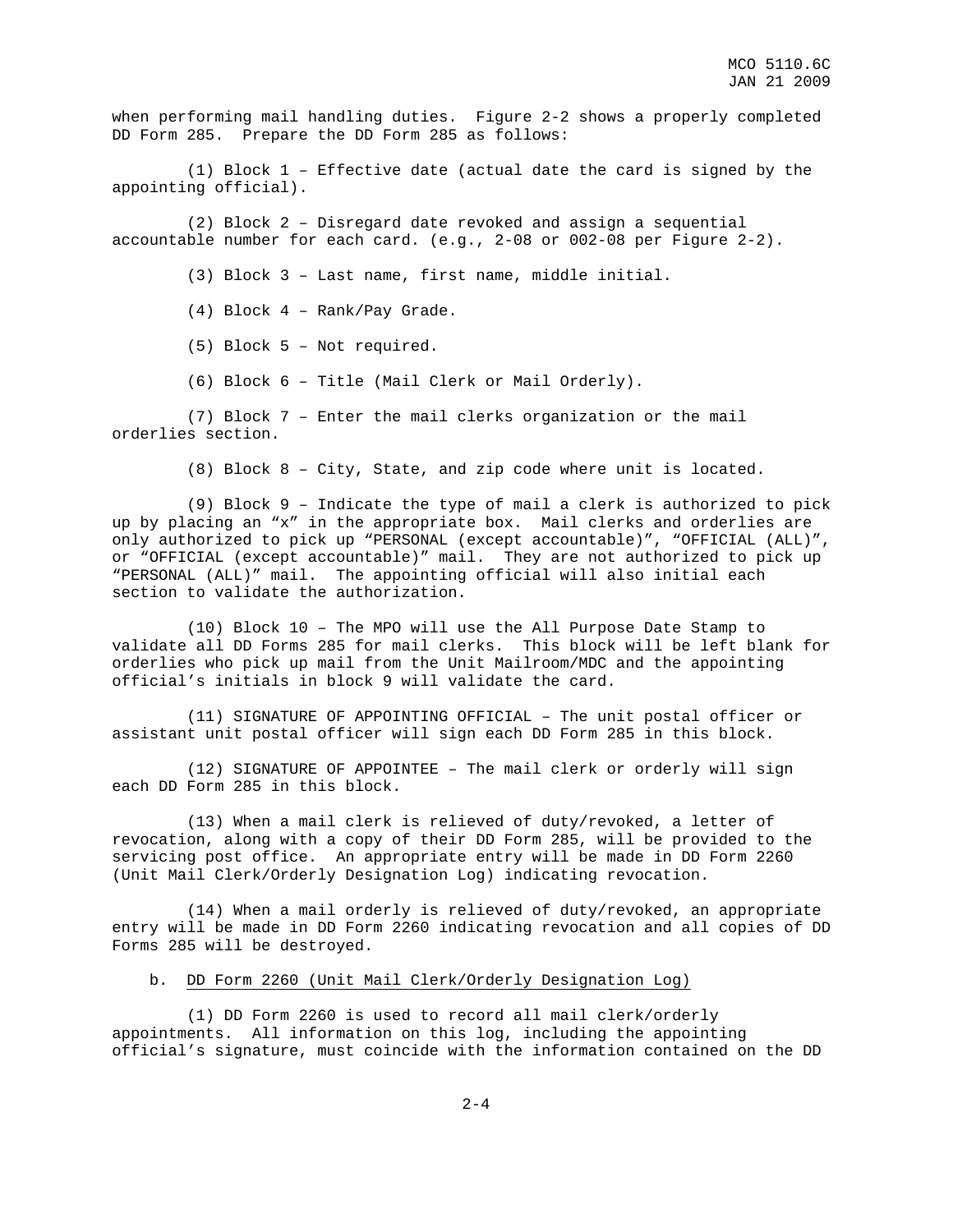when performing mail handling duties. Figure 2-2 shows a properly completed DD Form 285. Prepare the DD Form 285 as follows:

(1) Block 1 – Effective date (actual date the card is signed by the appointing official).

(2) Block 2 – Disregard date revoked and assign a sequential accountable number for each card. (e.g., 2-08 or 002-08 per Figure 2-2).

(3) Block 3 – Last name, first name, middle initial.

(4) Block 4 – Rank/Pay Grade.

(5) Block 5 – Not required.

(6) Block 6 – Title (Mail Clerk or Mail Orderly).

(7) Block 7 – Enter the mail clerks organization or the mail orderlies section.

(8) Block 8 – City, State, and zip code where unit is located.

(9) Block 9 – Indicate the type of mail a clerk is authorized to pick up by placing an "x" in the appropriate box. Mail clerks and orderlies are only authorized to pick up "PERSONAL (except accountable)", "OFFICIAL (ALL)", or "OFFICIAL (except accountable)" mail. They are not authorized to pick up "PERSONAL (ALL)" mail. The appointing official will also initial each section to validate the authorization.

(10) Block 10 – The MPO will use the All Purpose Date Stamp to validate all DD Forms 285 for mail clerks. This block will be left blank for orderlies who pick up mail from the Unit Mailroom/MDC and the appointing official's initials in block 9 will validate the card.

(11) SIGNATURE OF APPOINTING OFFICIAL – The unit postal officer or assistant unit postal officer will sign each DD Form 285 in this block.

(12) SIGNATURE OF APPOINTEE – The mail clerk or orderly will sign each DD Form 285 in this block.

(13) When a mail clerk is relieved of duty/revoked, a letter of revocation, along with a copy of their DD Form 285, will be provided to the servicing post office. An appropriate entry will be made in DD Form 2260 (Unit Mail Clerk/Orderly Designation Log) indicating revocation.

(14) When a mail orderly is relieved of duty/revoked, an appropriate entry will be made in DD Form 2260 indicating revocation and all copies of DD Forms 285 will be destroyed.

b. DD Form 2260 (Unit Mail Clerk/Orderly Designation Log)

(1) DD Form 2260 is used to record all mail clerk/orderly appointments. All information on this log, including the appointing official's signature, must coincide with the information contained on the DD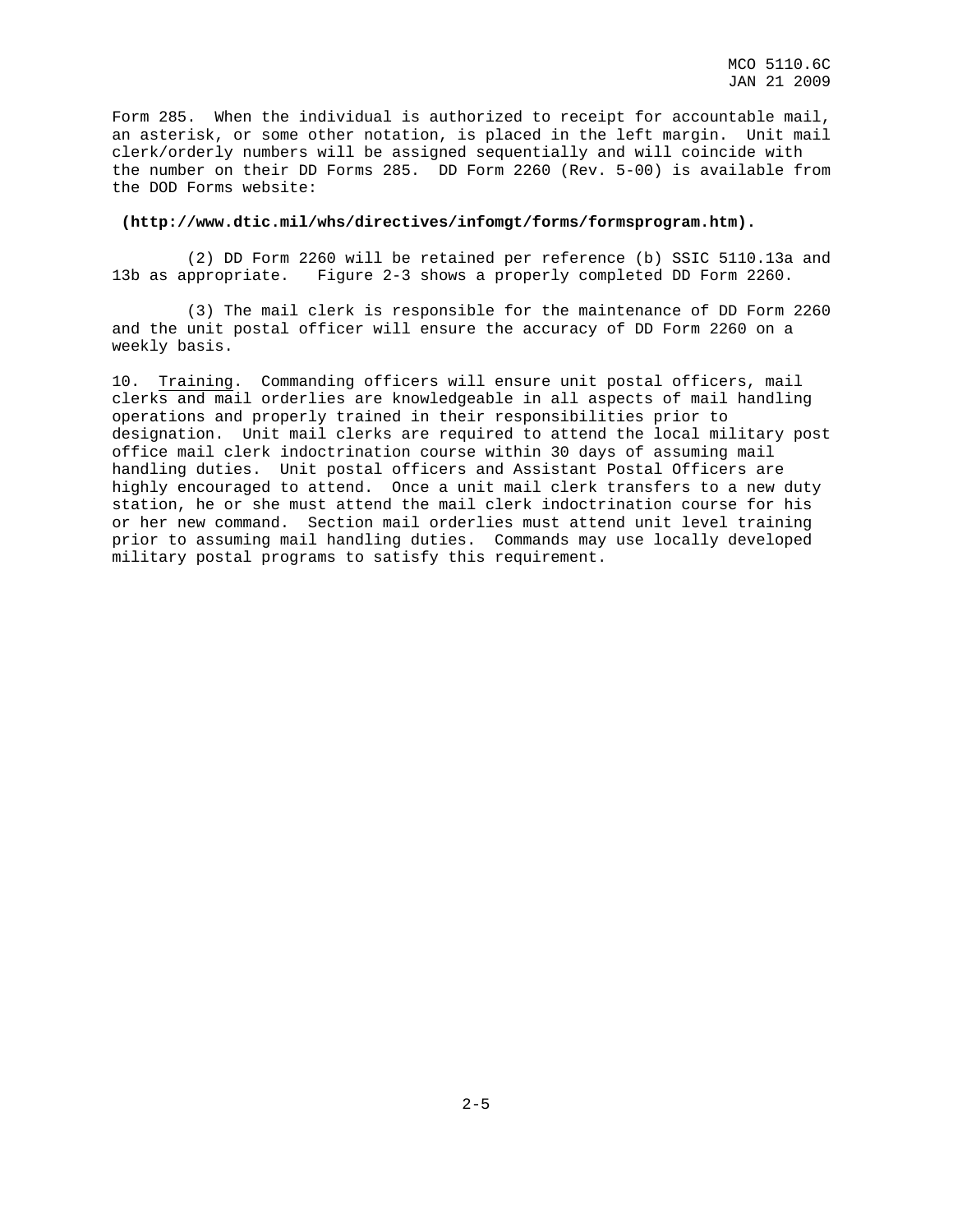Form 285. When the individual is authorized to receipt for accountable mail, an asterisk, or some other notation, is placed in the left margin. Unit mail clerk/orderly numbers will be assigned sequentially and will coincide with the number on their DD Forms 285. DD Form 2260 (Rev. 5-00) is available from the DOD Forms website:

**(http://www.dtic.mil/whs/directives/infomgt/forms/formsprogram.htm).**

(2) DD Form 2260 will be retained per reference (b) SSIC 5110.13a and 13b as appropriate. Figure 2-3 shows a properly completed DD Form 2260.

(3) The mail clerk is responsible for the maintenance of DD Form 2260 and the unit postal officer will ensure the accuracy of DD Form 2260 on a weekly basis.

10. Training. Commanding officers will ensure unit postal officers, mail clerks and mail orderlies are knowledgeable in all aspects of mail handling operations and properly trained in their responsibilities prior to designation. Unit mail clerks are required to attend the local military post office mail clerk indoctrination course within 30 days of assuming mail handling duties. Unit postal officers and Assistant Postal Officers are highly encouraged to attend. Once a unit mail clerk transfers to a new duty station, he or she must attend the mail clerk indoctrination course for his or her new command. Section mail orderlies must attend unit level training prior to assuming mail handling duties. Commands may use locally developed military postal programs to satisfy this requirement.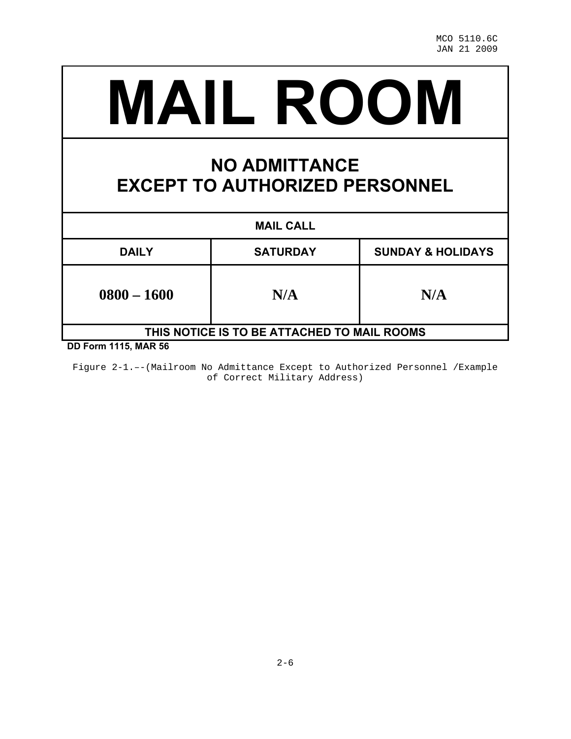# MAIL ROOM

## NO ADMITTANCE EXCEPT TO AUTHORIZED PERSONNEL

| MAIL CALL | | |
|---|---|---|
| **DAILY** | **SATURDAY** | **SUNDAY & HOLIDAYS** |
| **0800 – 1600** | **N/A** | **N/A** |

**THIS NOTICE IS TO BE ATTACHED TO MAIL ROOMS**

**DD Form 1115, MAR 56**

Figure 2-1.–-(Mailroom No Admittance Except to Authorized Personnel /Example of Correct Military Address)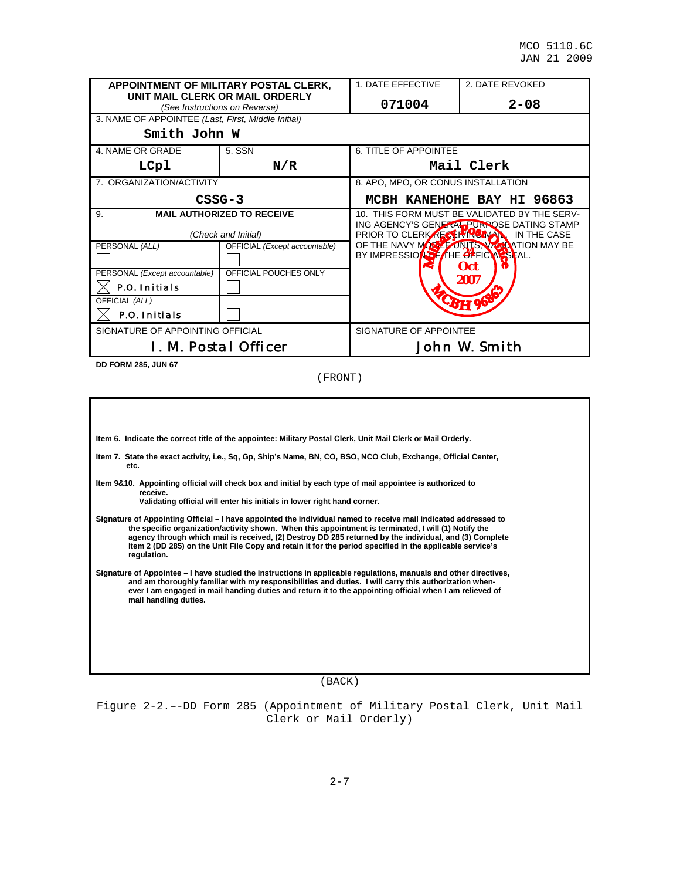| APPOINTMENT OF MILITARY POSTAL CLERK, UNIT MAIL CLERK OR MAIL ORDERLY *(See Instructions on Reverse)* | | 1. DATE EFFECTIVE<br>071004 | 2. DATE REVOKED<br>2-08 |
|---|---|---|---|
| 3. NAME OF APPOINTEE *(Last, First, Middle Initial)*<br>Smith John W | | | |
| 4. NAME OR GRADE<br>LCpl | 5. SSN<br>N/R | 6. TITLE OF APPOINTEE<br>Mail Clerk | |
| 7. ORGANIZATION/ACTIVITY<br>CSSG-3 | | 8. APO, MPO, OR CONUS INSTALLATION<br>MCBH KANEHOHE BAY HI 96863 | |
| 9. **MAIL AUTHORIZED TO RECEIVE** *(Check and Initial)* | | 10. THIS FORM MUST BE VALIDATED BY THE SERVING AGENCY'S GENERAL PURPOSE DATING STAMP PRIOR TO CLERK RECEIVING MAIL. IN THE CASE OF THE NAVY MOBILE UNITS, VALIDATION MAY BE BY IMPRESSION OF THE OFFICIAL SEAL.<br>[Stamp: Military Post Office 24 Oct 2007 MCBH 96863] | |
| PERSONAL *(ALL)*<br>☐ | OFFICIAL *(Except accountable)*<br>☐ | | |
| PERSONAL *(Except accountable)*<br>☒ P.O. Initials | OFFICIAL POUCHES ONLY<br>☐ | | |
| OFFICIAL *(ALL)*<br>☒ P.O. Initials | ☐ | | |
| SIGNATURE OF APPOINTING OFFICIAL<br>I. M. Postal Officer | | SIGNATURE OF APPOINTEE<br>John W. Smith | |

**DD FORM 285, JUN 67**

(FRONT)

**Item 6. Indicate the correct title of the appointee: Military Postal Clerk, Unit Mail Clerk or Mail Orderly.**

**Item 7. State the exact activity, i.e., Sq, Gp, Ship's Name, BN, CO, BSO, NCO Club, Exchange, Official Center, etc.**

**Item 9&10. Appointing official will check box and initial by each type of mail appointee is authorized to receive. Validating official will enter his initials in lower right hand corner.**

**Signature of Appointing Official – I have appointed the individual named to receive mail indicated addressed to the specific organization/activity shown. When this appointment is terminated, I will (1) Notify the agency through which mail is received, (2) Destroy DD 285 returned by the individual, and (3) Complete Item 2 (DD 285) on the Unit File Copy and retain it for the period specified in the applicable service's regulation.**

**Signature of Appointee – I have studied the instructions in applicable regulations, manuals and other directives, and am thoroughly familiar with my responsibilities and duties. I will carry this authorization whenever I am engaged in mail handing duties and return it to the appointing official when I am relieved of mail handling duties.**

(BACK)

Figure 2-2.—-DD Form 285 (Appointment of Military Postal Clerk, Unit Mail Clerk or Mail Orderly)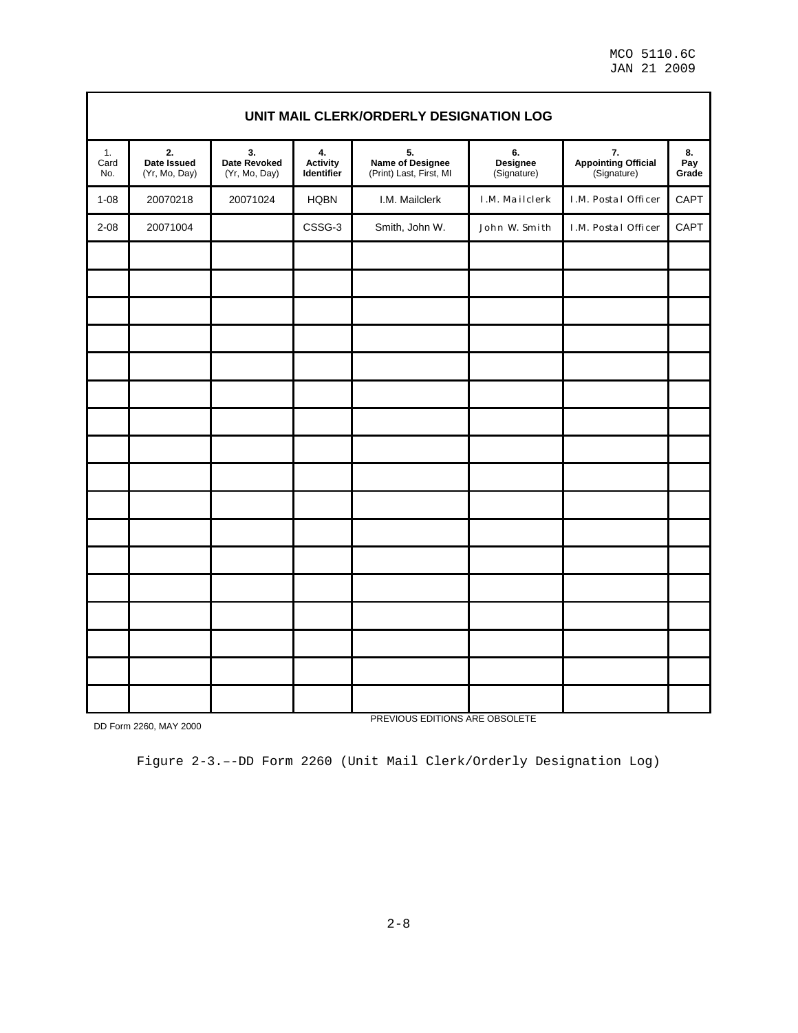## UNIT MAIL CLERK/ORDERLY DESIGNATION LOG

| 1. Card No. | 2. Date Issued (Yr, Mo, Day) | 3. Date Revoked (Yr, Mo, Day) | 4. Activity Identifier | 5. Name of Designee (Print) Last, First, MI | 6. Designee (Signature) | 7. Appointing Official (Signature) | 8. Pay Grade |
|---|---|---|---|---|---|---|---|
| 1-08 | 20070218 | 20071024 | HQBN | I.M. Mailclerk | I.M. Mailclerk | I.M. Postal Officer | CAPT |
| 2-08 | 20071004 | | CSSG-3 | Smith, John W. | John W. Smith | I.M. Postal Officer | CAPT |
| | | | | | | | |
| | | | | | | | |
| | | | | | | | |
| | | | | | | | |
| | | | | | | | |
| | | | | | | | |
| | | | | | | | |
| | | | | | | | |
| | | | | | | | |
| | | | | | | | |
| | | | | | | | |
| | | | | | | | |
| | | | | | | | |
| | | | | | | | |
| | | | | | | | |
| | | | | | | | |

DD Form 2260, MAY 2000

PREVIOUS EDITIONS ARE OBSOLETE

Figure 2-3.––DD Form 2260 (Unit Mail Clerk/Orderly Designation Log)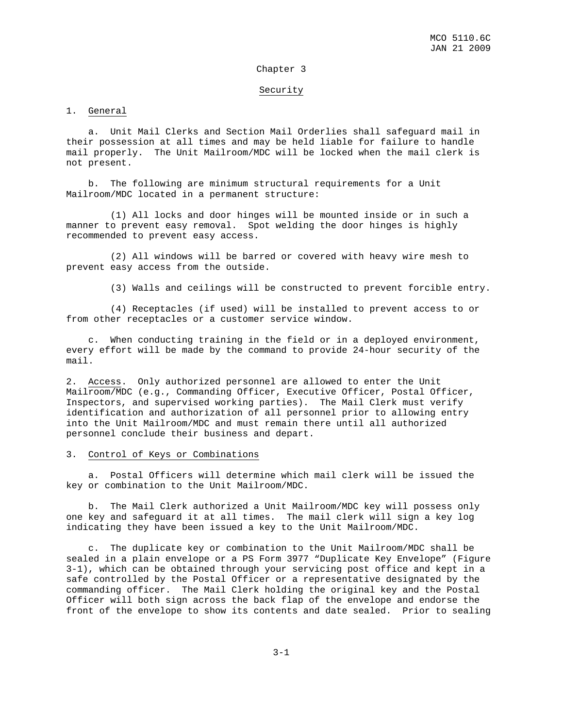# Chapter 3

## Security

1. General

   a. Unit Mail Clerks and Section Mail Orderlies shall safeguard mail in their possession at all times and may be held liable for failure to handle mail properly. The Unit Mailroom/MDC will be locked when the mail clerk is not present.

   b. The following are minimum structural requirements for a Unit Mailroom/MDC located in a permanent structure:

      (1) All locks and door hinges will be mounted inside or in such a manner to prevent easy removal. Spot welding the door hinges is highly recommended to prevent easy access.

      (2) All windows will be barred or covered with heavy wire mesh to prevent easy access from the outside.

      (3) Walls and ceilings will be constructed to prevent forcible entry.

      (4) Receptacles (if used) will be installed to prevent access to or from other receptacles or a customer service window.

   c. When conducting training in the field or in a deployed environment, every effort will be made by the command to provide 24-hour security of the mail.

2. Access. Only authorized personnel are allowed to enter the Unit Mailroom/MDC (e.g., Commanding Officer, Executive Officer, Postal Officer, Inspectors, and supervised working parties). The Mail Clerk must verify identification and authorization of all personnel prior to allowing entry into the Unit Mailroom/MDC and must remain there until all authorized personnel conclude their business and depart.

3. Control of Keys or Combinations

   a. Postal Officers will determine which mail clerk will be issued the key or combination to the Unit Mailroom/MDC.

   b. The Mail Clerk authorized a Unit Mailroom/MDC key will possess only one key and safeguard it at all times. The mail clerk will sign a key log indicating they have been issued a key to the Unit Mailroom/MDC.

   c. The duplicate key or combination to the Unit Mailroom/MDC shall be sealed in a plain envelope or a PS Form 3977 "Duplicate Key Envelope" (Figure 3-1), which can be obtained through your servicing post office and kept in a safe controlled by the Postal Officer or a representative designated by the commanding officer. The Mail Clerk holding the original key and the Postal Officer will both sign across the back flap of the envelope and endorse the front of the envelope to show its contents and date sealed. Prior to sealing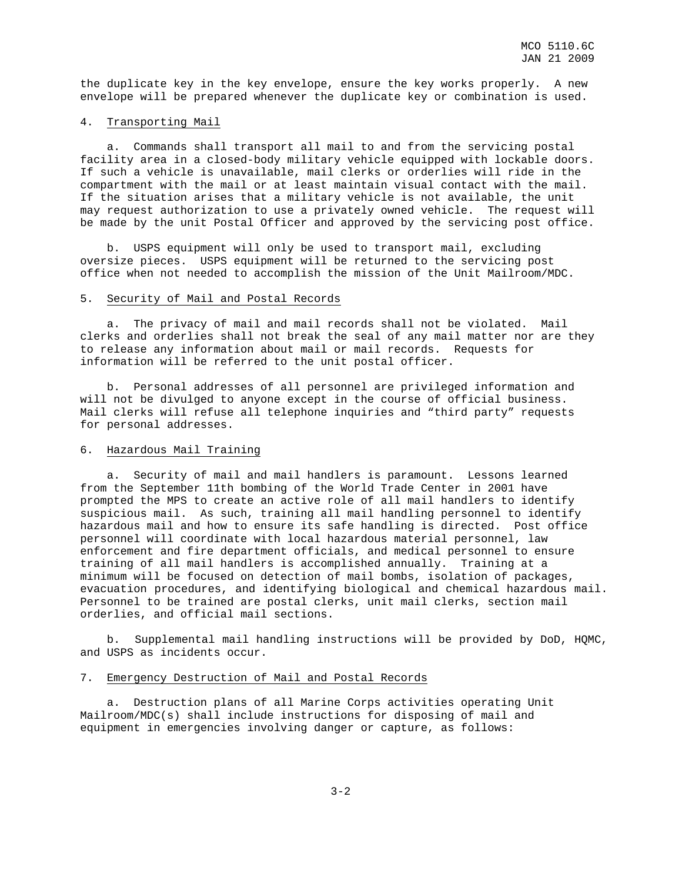the duplicate key in the key envelope, ensure the key works properly. A new envelope will be prepared whenever the duplicate key or combination is used.

4. Transporting Mail

a. Commands shall transport all mail to and from the servicing postal facility area in a closed-body military vehicle equipped with lockable doors. If such a vehicle is unavailable, mail clerks or orderlies will ride in the compartment with the mail or at least maintain visual contact with the mail. If the situation arises that a military vehicle is not available, the unit may request authorization to use a privately owned vehicle. The request will be made by the unit Postal Officer and approved by the servicing post office.

b. USPS equipment will only be used to transport mail, excluding oversize pieces. USPS equipment will be returned to the servicing post office when not needed to accomplish the mission of the Unit Mailroom/MDC.

5. Security of Mail and Postal Records

a. The privacy of mail and mail records shall not be violated. Mail clerks and orderlies shall not break the seal of any mail matter nor are they to release any information about mail or mail records. Requests for information will be referred to the unit postal officer.

b. Personal addresses of all personnel are privileged information and will not be divulged to anyone except in the course of official business. Mail clerks will refuse all telephone inquiries and "third party" requests for personal addresses.

6. Hazardous Mail Training

a. Security of mail and mail handlers is paramount. Lessons learned from the September 11th bombing of the World Trade Center in 2001 have prompted the MPS to create an active role of all mail handlers to identify suspicious mail. As such, training all mail handling personnel to identify hazardous mail and how to ensure its safe handling is directed. Post office personnel will coordinate with local hazardous material personnel, law enforcement and fire department officials, and medical personnel to ensure training of all mail handlers is accomplished annually. Training at a minimum will be focused on detection of mail bombs, isolation of packages, evacuation procedures, and identifying biological and chemical hazardous mail. Personnel to be trained are postal clerks, unit mail clerks, section mail orderlies, and official mail sections.

b. Supplemental mail handling instructions will be provided by DoD, HQMC, and USPS as incidents occur.

7. Emergency Destruction of Mail and Postal Records

a. Destruction plans of all Marine Corps activities operating Unit Mailroom/MDC(s) shall include instructions for disposing of mail and equipment in emergencies involving danger or capture, as follows: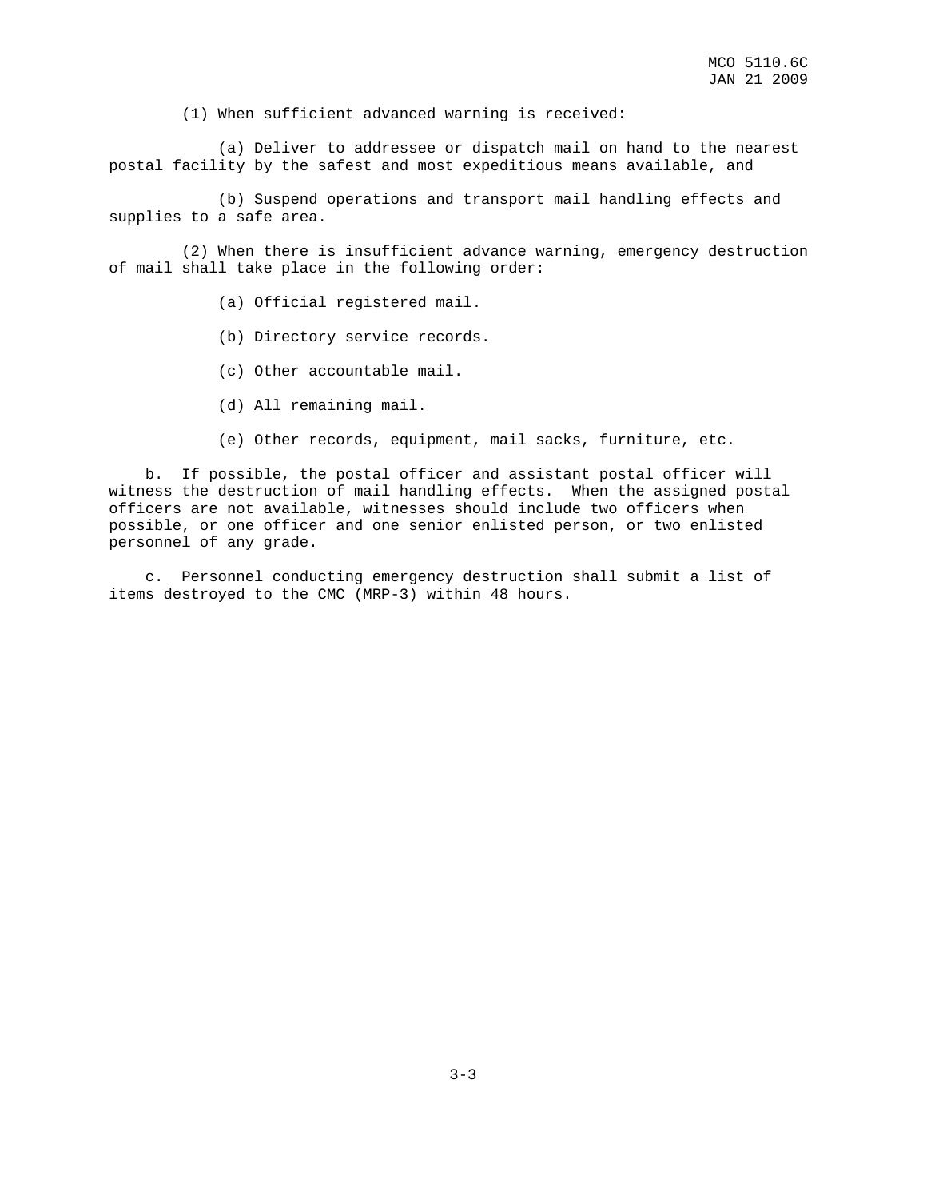(1) When sufficient advanced warning is received:

(a) Deliver to addressee or dispatch mail on hand to the nearest postal facility by the safest and most expeditious means available, and

(b) Suspend operations and transport mail handling effects and supplies to a safe area.

(2) When there is insufficient advance warning, emergency destruction of mail shall take place in the following order:

(a) Official registered mail.

(b) Directory service records.

(c) Other accountable mail.

(d) All remaining mail.

(e) Other records, equipment, mail sacks, furniture, etc.

b. If possible, the postal officer and assistant postal officer will witness the destruction of mail handling effects. When the assigned postal officers are not available, witnesses should include two officers when possible, or one officer and one senior enlisted person, or two enlisted personnel of any grade.

c. Personnel conducting emergency destruction shall submit a list of items destroyed to the CMC (MRP-3) within 48 hours.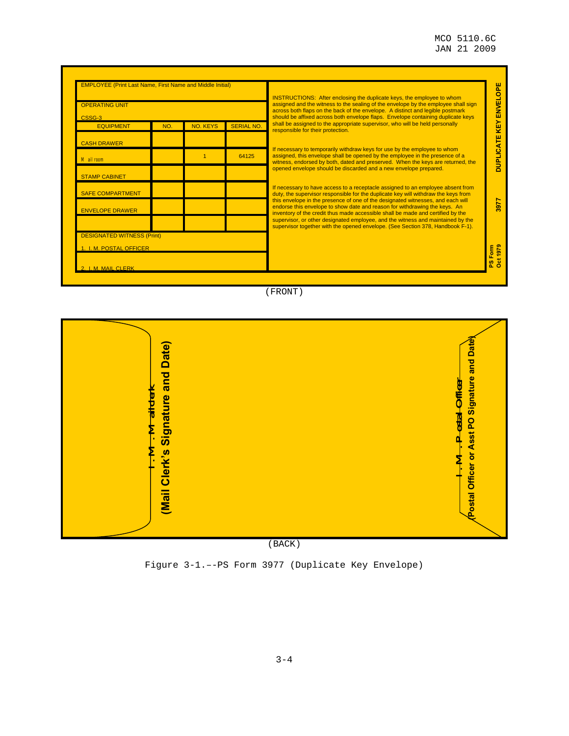| EMPLOYEE (Print Last Name, First Name and Middle Initial) | | | |
|---|---|---|---|
| OPERATING UNIT<br>CSSG-3 | | | |
| EQUIPMENT | NO. | NO. KEYS | SERIAL NO. |
| CASH DRAWER | | | |
| Mail room | | 1 | 64125 |
| STAMP CABINET | | | |
| SAFE COMPARTMENT | | | |
| ENVELOPE DRAWER | | | |
| | | | |
| DESIGNATED WITNESS (Print) | | | |
| 1. I. M. POSTAL OFFICER | | | |
| 2. I. M. MAIL CLERK | | | |

INSTRUCTIONS: After enclosing the duplicate keys, the employee to whom assigned and the witness to the sealing of the envelope by the employee shall sign across both flaps on the back of the envelope. A distinct and legible postmark should be affixed across both envelope flaps. Envelope containing duplicate keys shall be assigned to the appropriate supervisor, who will be held personally responsible for their protection.

If necessary to temporarily withdraw keys for use by the employee to whom assigned, this envelope shall be opened by the employee in the presence of a witness, endorsed by both, dated and preserved. When the keys are returned, the opened envelope should be discarded and a new envelope prepared.

If necessary to have access to a receptacle assigned to an employee absent from duty, the supervisor responsible for the duplicate key will withdraw the keys from this envelope in the presence of one of the designated witnesses, and each will endorse this envelope to show date and reason for withdrawing the keys. An inventory of the credit thus made accessible shall be made and certified by the supervisor, or other designated employee, and the witness and maintained by the supervisor together with the opened envelope. (See Section 378, Handbook F-1).

DUPLICATE KEY ENVELOPE 3977 PS Form Oct 1979

(FRONT)

I. M. Mail Clerk
**(Mail Clerk's Signature and Date)**

I. M. Postal Officer
**(Postal Officer or Asst PO Signature and Date)**

(BACK)

Figure 3-1.--PS Form 3977 (Duplicate Key Envelope)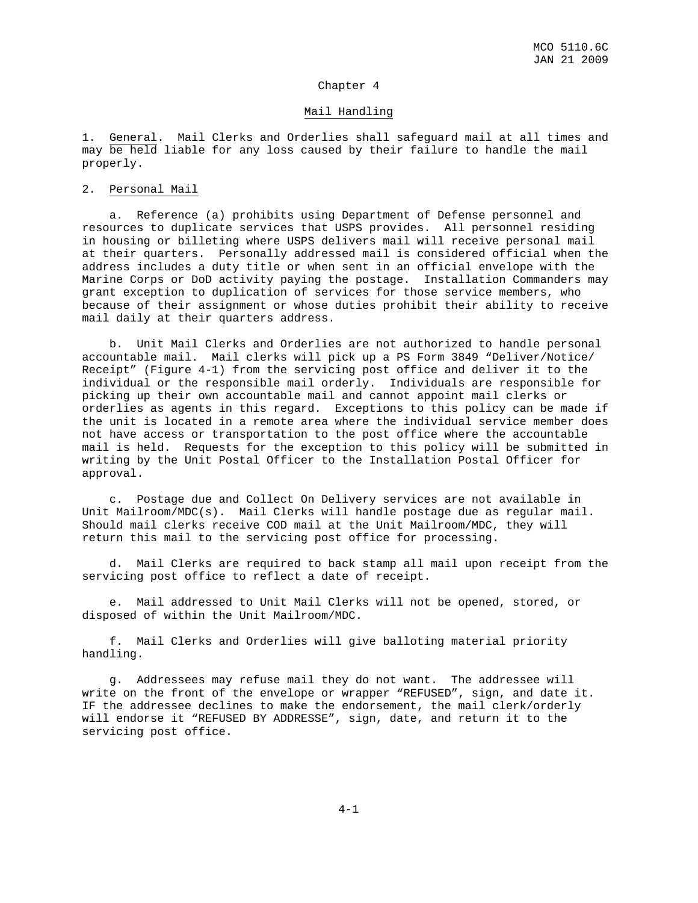# Chapter 4

## Mail Handling

1. General. Mail Clerks and Orderlies shall safeguard mail at all times and may be held liable for any loss caused by their failure to handle the mail properly.

2. Personal Mail

    a. Reference (a) prohibits using Department of Defense personnel and resources to duplicate services that USPS provides. All personnel residing in housing or billeting where USPS delivers mail will receive personal mail at their quarters. Personally addressed mail is considered official when the address includes a duty title or when sent in an official envelope with the Marine Corps or DoD activity paying the postage. Installation Commanders may grant exception to duplication of services for those service members, who because of their assignment or whose duties prohibit their ability to receive mail daily at their quarters address.

    b. Unit Mail Clerks and Orderlies are not authorized to handle personal accountable mail. Mail clerks will pick up a PS Form 3849 "Deliver/Notice/Receipt" (Figure 4-1) from the servicing post office and deliver it to the individual or the responsible mail orderly. Individuals are responsible for picking up their own accountable mail and cannot appoint mail clerks or orderlies as agents in this regard. Exceptions to this policy can be made if the unit is located in a remote area where the individual service member does not have access or transportation to the post office where the accountable mail is held. Requests for the exception to this policy will be submitted in writing by the Unit Postal Officer to the Installation Postal Officer for approval.

    c. Postage due and Collect On Delivery services are not available in Unit Mailroom/MDC(s). Mail Clerks will handle postage due as regular mail. Should mail clerks receive COD mail at the Unit Mailroom/MDC, they will return this mail to the servicing post office for processing.

    d. Mail Clerks are required to back stamp all mail upon receipt from the servicing post office to reflect a date of receipt.

    e. Mail addressed to Unit Mail Clerks will not be opened, stored, or disposed of within the Unit Mailroom/MDC.

    f. Mail Clerks and Orderlies will give balloting material priority handling.

    g. Addressees may refuse mail they do not want. The addressee will write on the front of the envelope or wrapper "REFUSED", sign, and date it. IF the addressee declines to make the endorsement, the mail clerk/orderly will endorse it "REFUSED BY ADDRESSE", sign, date, and return it to the servicing post office.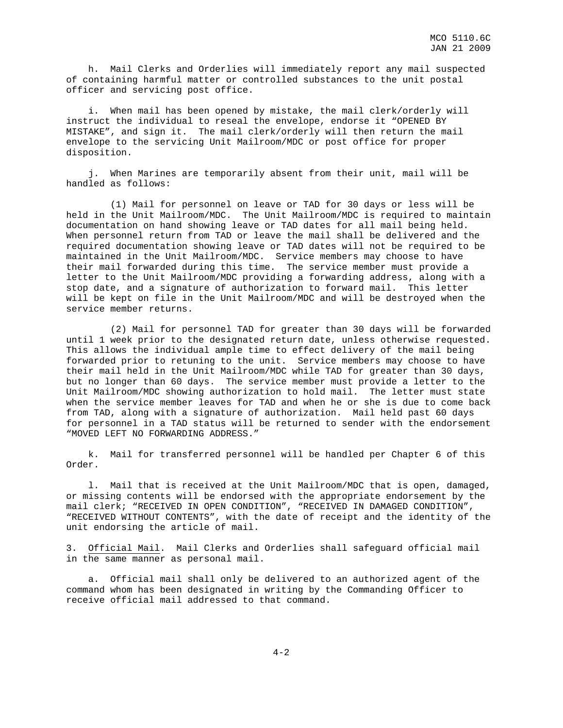h. Mail Clerks and Orderlies will immediately report any mail suspected of containing harmful matter or controlled substances to the unit postal officer and servicing post office.

i. When mail has been opened by mistake, the mail clerk/orderly will instruct the individual to reseal the envelope, endorse it "OPENED BY MISTAKE", and sign it. The mail clerk/orderly will then return the mail envelope to the servicing Unit Mailroom/MDC or post office for proper disposition.

j. When Marines are temporarily absent from their unit, mail will be handled as follows:

(1) Mail for personnel on leave or TAD for 30 days or less will be held in the Unit Mailroom/MDC. The Unit Mailroom/MDC is required to maintain documentation on hand showing leave or TAD dates for all mail being held. When personnel return from TAD or leave the mail shall be delivered and the required documentation showing leave or TAD dates will not be required to be maintained in the Unit Mailroom/MDC. Service members may choose to have their mail forwarded during this time. The service member must provide a letter to the Unit Mailroom/MDC providing a forwarding address, along with a stop date, and a signature of authorization to forward mail. This letter will be kept on file in the Unit Mailroom/MDC and will be destroyed when the service member returns.

(2) Mail for personnel TAD for greater than 30 days will be forwarded until 1 week prior to the designated return date, unless otherwise requested. This allows the individual ample time to effect delivery of the mail being forwarded prior to retuning to the unit. Service members may choose to have their mail held in the Unit Mailroom/MDC while TAD for greater than 30 days, but no longer than 60 days. The service member must provide a letter to the Unit Mailroom/MDC showing authorization to hold mail. The letter must state when the service member leaves for TAD and when he or she is due to come back from TAD, along with a signature of authorization. Mail held past 60 days for personnel in a TAD status will be returned to sender with the endorsement "MOVED LEFT NO FORWARDING ADDRESS."

k. Mail for transferred personnel will be handled per Chapter 6 of this Order.

l. Mail that is received at the Unit Mailroom/MDC that is open, damaged, or missing contents will be endorsed with the appropriate endorsement by the mail clerk; "RECEIVED IN OPEN CONDITION", "RECEIVED IN DAMAGED CONDITION", "RECEIVED WITHOUT CONTENTS", with the date of receipt and the identity of the unit endorsing the article of mail.

3. Official Mail. Mail Clerks and Orderlies shall safeguard official mail in the same manner as personal mail.

a. Official mail shall only be delivered to an authorized agent of the command whom has been designated in writing by the Commanding Officer to receive official mail addressed to that command.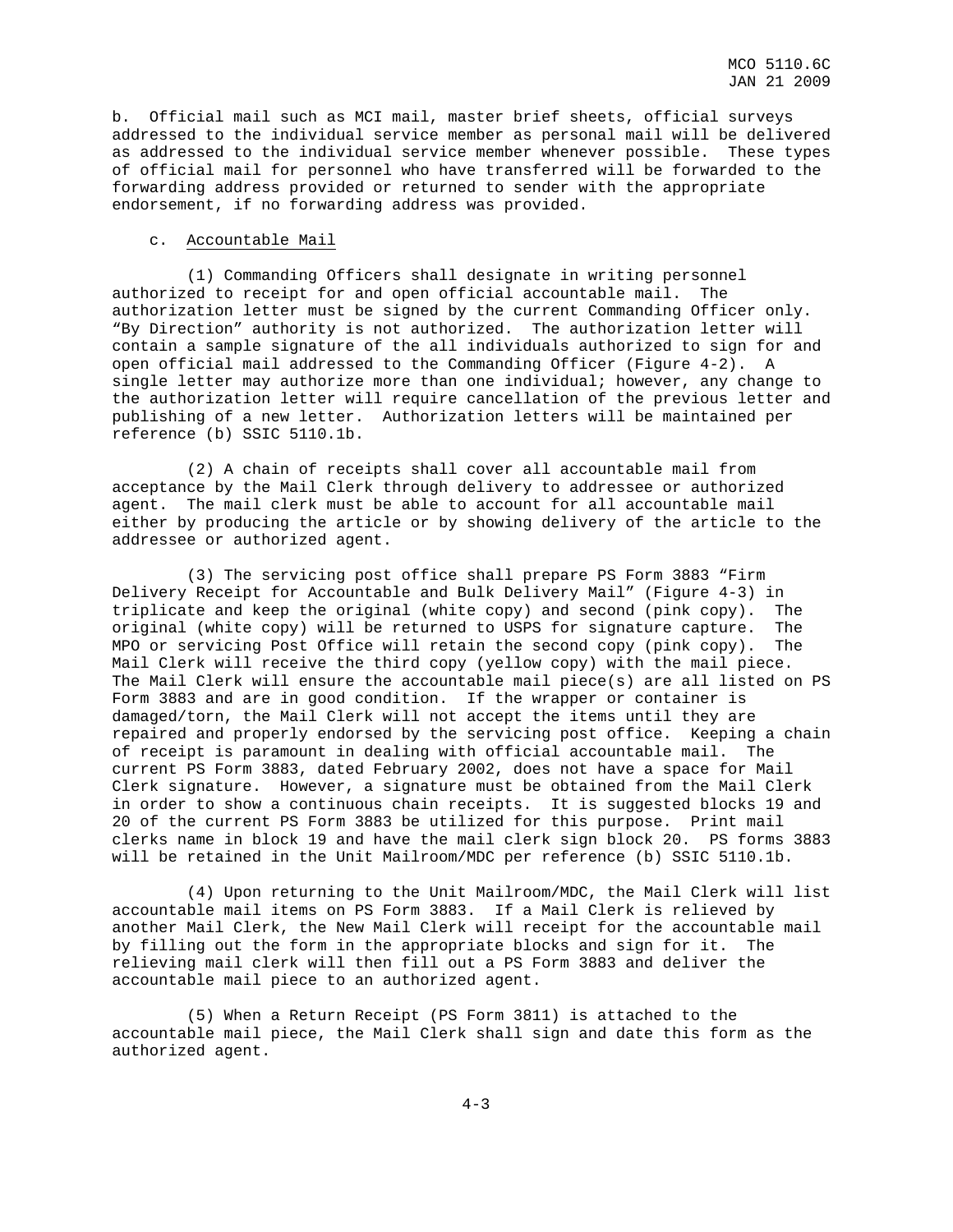b. Official mail such as MCI mail, master brief sheets, official surveys addressed to the individual service member as personal mail will be delivered as addressed to the individual service member whenever possible. These types of official mail for personnel who have transferred will be forwarded to the forwarding address provided or returned to sender with the appropriate endorsement, if no forwarding address was provided.

c. <u>Accountable Mail</u>

(1) Commanding Officers shall designate in writing personnel authorized to receipt for and open official accountable mail. The authorization letter must be signed by the current Commanding Officer only. "By Direction" authority is not authorized. The authorization letter will contain a sample signature of the all individuals authorized to sign for and open official mail addressed to the Commanding Officer (Figure 4-2). A single letter may authorize more than one individual; however, any change to the authorization letter will require cancellation of the previous letter and publishing of a new letter. Authorization letters will be maintained per reference (b) SSIC 5110.1b.

(2) A chain of receipts shall cover all accountable mail from acceptance by the Mail Clerk through delivery to addressee or authorized agent. The mail clerk must be able to account for all accountable mail either by producing the article or by showing delivery of the article to the addressee or authorized agent.

(3) The servicing post office shall prepare PS Form 3883 "Firm Delivery Receipt for Accountable and Bulk Delivery Mail" (Figure 4-3) in triplicate and keep the original (white copy) and second (pink copy). The original (white copy) will be returned to USPS for signature capture. The MPO or servicing Post Office will retain the second copy (pink copy). The Mail Clerk will receive the third copy (yellow copy) with the mail piece. The Mail Clerk will ensure the accountable mail piece(s) are all listed on PS Form 3883 and are in good condition. If the wrapper or container is damaged/torn, the Mail Clerk will not accept the items until they are repaired and properly endorsed by the servicing post office. Keeping a chain of receipt is paramount in dealing with official accountable mail. The current PS Form 3883, dated February 2002, does not have a space for Mail Clerk signature. However, a signature must be obtained from the Mail Clerk in order to show a continuous chain receipts. It is suggested blocks 19 and 20 of the current PS Form 3883 be utilized for this purpose. Print mail clerks name in block 19 and have the mail clerk sign block 20. PS forms 3883 will be retained in the Unit Mailroom/MDC per reference (b) SSIC 5110.1b.

(4) Upon returning to the Unit Mailroom/MDC, the Mail Clerk will list accountable mail items on PS Form 3883. If a Mail Clerk is relieved by another Mail Clerk, the New Mail Clerk will receipt for the accountable mail by filling out the form in the appropriate blocks and sign for it. The relieving mail clerk will then fill out a PS Form 3883 and deliver the accountable mail piece to an authorized agent.

(5) When a Return Receipt (PS Form 3811) is attached to the accountable mail piece, the Mail Clerk shall sign and date this form as the authorized agent.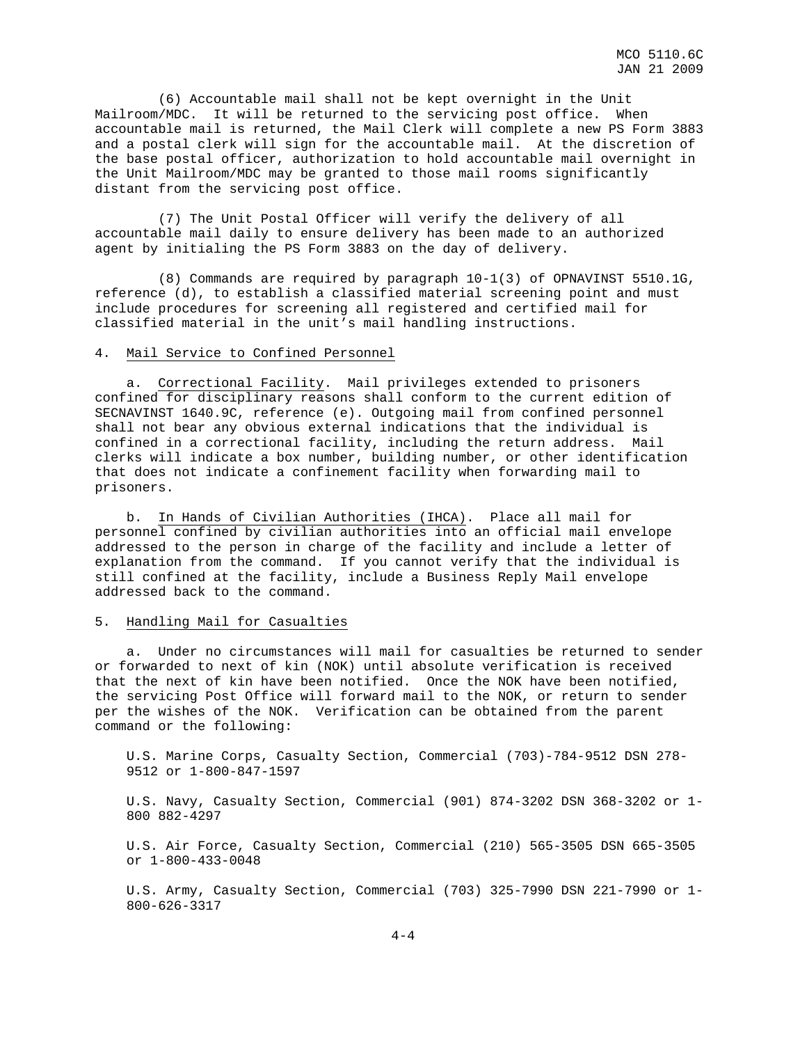(6) Accountable mail shall not be kept overnight in the Unit Mailroom/MDC. It will be returned to the servicing post office. When accountable mail is returned, the Mail Clerk will complete a new PS Form 3883 and a postal clerk will sign for the accountable mail. At the discretion of the base postal officer, authorization to hold accountable mail overnight in the Unit Mailroom/MDC may be granted to those mail rooms significantly distant from the servicing post office.

(7) The Unit Postal Officer will verify the delivery of all accountable mail daily to ensure delivery has been made to an authorized agent by initialing the PS Form 3883 on the day of delivery.

(8) Commands are required by paragraph 10-1(3) of OPNAVINST 5510.1G, reference (d), to establish a classified material screening point and must include procedures for screening all registered and certified mail for classified material in the unit's mail handling instructions.

4. Mail Service to Confined Personnel

a. Correctional Facility. Mail privileges extended to prisoners confined for disciplinary reasons shall conform to the current edition of SECNAVINST 1640.9C, reference (e). Outgoing mail from confined personnel shall not bear any obvious external indications that the individual is confined in a correctional facility, including the return address. Mail clerks will indicate a box number, building number, or other identification that does not indicate a confinement facility when forwarding mail to prisoners.

b. In Hands of Civilian Authorities (IHCA). Place all mail for personnel confined by civilian authorities into an official mail envelope addressed to the person in charge of the facility and include a letter of explanation from the command. If you cannot verify that the individual is still confined at the facility, include a Business Reply Mail envelope addressed back to the command.

5. Handling Mail for Casualties

a. Under no circumstances will mail for casualties be returned to sender or forwarded to next of kin (NOK) until absolute verification is received that the next of kin have been notified. Once the NOK have been notified, the servicing Post Office will forward mail to the NOK, or return to sender per the wishes of the NOK. Verification can be obtained from the parent command or the following:

U.S. Marine Corps, Casualty Section, Commercial (703)-784-9512 DSN 278-9512 or 1-800-847-1597

U.S. Navy, Casualty Section, Commercial (901) 874-3202 DSN 368-3202 or 1-800 882-4297

U.S. Air Force, Casualty Section, Commercial (210) 565-3505 DSN 665-3505 or 1-800-433-0048

U.S. Army, Casualty Section, Commercial (703) 325-7990 DSN 221-7990 or 1-800-626-3317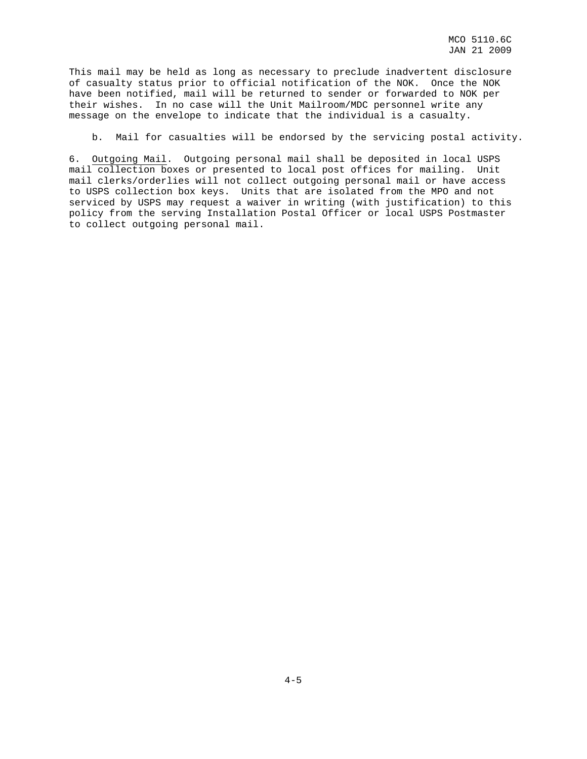This mail may be held as long as necessary to preclude inadvertent disclosure of casualty status prior to official notification of the NOK. Once the NOK have been notified, mail will be returned to sender or forwarded to NOK per their wishes. In no case will the Unit Mailroom/MDC personnel write any message on the envelope to indicate that the individual is a casualty.

b. Mail for casualties will be endorsed by the servicing postal activity.

6. Outgoing Mail. Outgoing personal mail shall be deposited in local USPS mail collection boxes or presented to local post offices for mailing. Unit mail clerks/orderlies will not collect outgoing personal mail or have access to USPS collection box keys. Units that are isolated from the MPO and not serviced by USPS may request a waiver in writing (with justification) to this policy from the serving Installation Postal Officer or local USPS Postmaster to collect outgoing personal mail.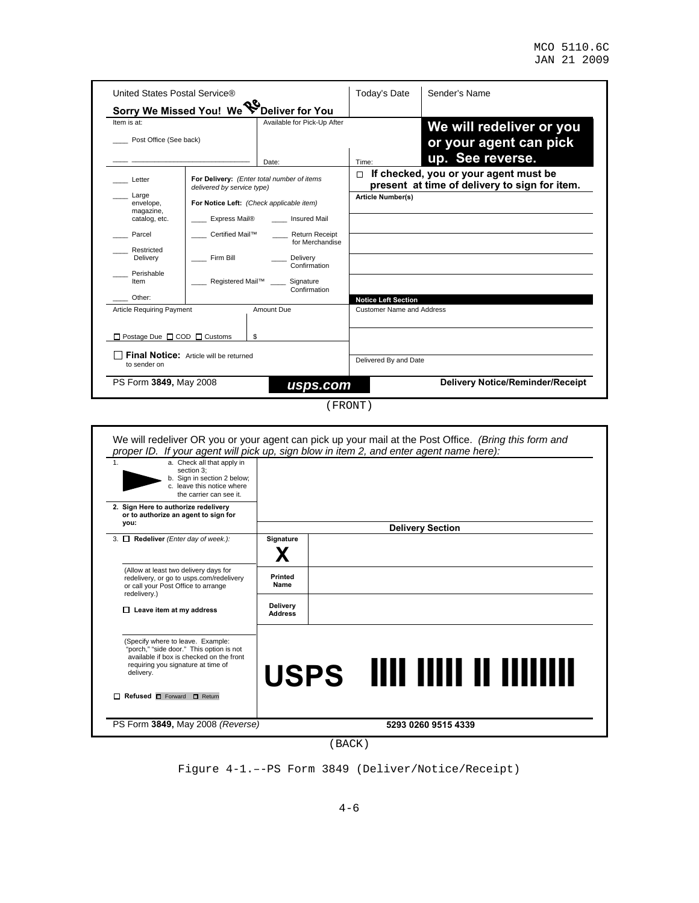United States Postal Service®

**Sorry We Missed You! We Re Deliver for You**

| Item is at: | Available for Pick-Up After | Today's Date | Sender's Name |
|---|---|---|---|
| ____ Post Office (See back) | | | **We will redeliver or you or your agent can pick up. See reverse.** |
| ____ ______________________ | Date: | Time: | |

| | | | |
|---|---|---|---|
| ____ Letter | **For Delivery:** *(Enter total number of items delivered by service type)* | | ☐ **If checked, you or your agent must be present at time of delivery to sign for item.** |
| ____ Large envelope, magazine, catalog, etc. | **For Notice Left:** *(Check applicable item)* | | **Article Number(s)** |
| | ____ Express Mail® | ____ Insured Mail | |
| ____ Parcel | ____ Certified Mail™ | ____ Return Receipt for Merchandise | |
| ____ Restricted Delivery | ____ Firm Bill | ____ Delivery Confirmation | |
| ____ Perishable Item | ____ Registered Mail™ | ____ Signature Confirmation | |
| ____ Other: | | | **Notice Left Section** |

| Article Requiring Payment | Amount Due | Customer Name and Address |
|---|---|---|
| ☐ Postage Due ☐ COD ☐ Customs | $ | |
| ☐ **Final Notice:** Article will be returned to sender on | | Delivered By and Date |

PS Form **3849,** May 2008 — ***usps.com*** — **Delivery Notice/Reminder/Receipt**

(FRONT)

We will redeliver OR you or your agent can pick up your mail at the Post Office. *(Bring this form and proper ID. If your agent will pick up, sign blow in item 2, and enter agent name here):*

1. a. Check all that apply in section 3;
   b. Sign in section 2 below;
   c. leave this notice where the carrier can see it.

**2. Sign Here to authorize redelivery or to authorize an agent to sign for you:**

3. ☐ **Redeliver** *(Enter day of week.):*

(Allow at least two delivery days for redelivery, or go to usps.com/redelivery or call your Post Office to arrange redelivery.)

☐ **Leave item at my address**

(Specify where to leave. Example: "porch," "side door." This option is not available if box is checked on the front requiring you signature at time of delivery.

☐ **Refused** ☐ Forward ☐ Return

**Delivery Section**

| | |
|---|---|
| **Signature** | **X** |
| **Printed Name** | |
| **Delivery Address** | |

**USPS**

PS Form **3849,** May 2008 *(Reverse)* — **5293 0260 9515 4339**

(BACK)

Figure 4-1.––PS Form 3849 (Deliver/Notice/Receipt)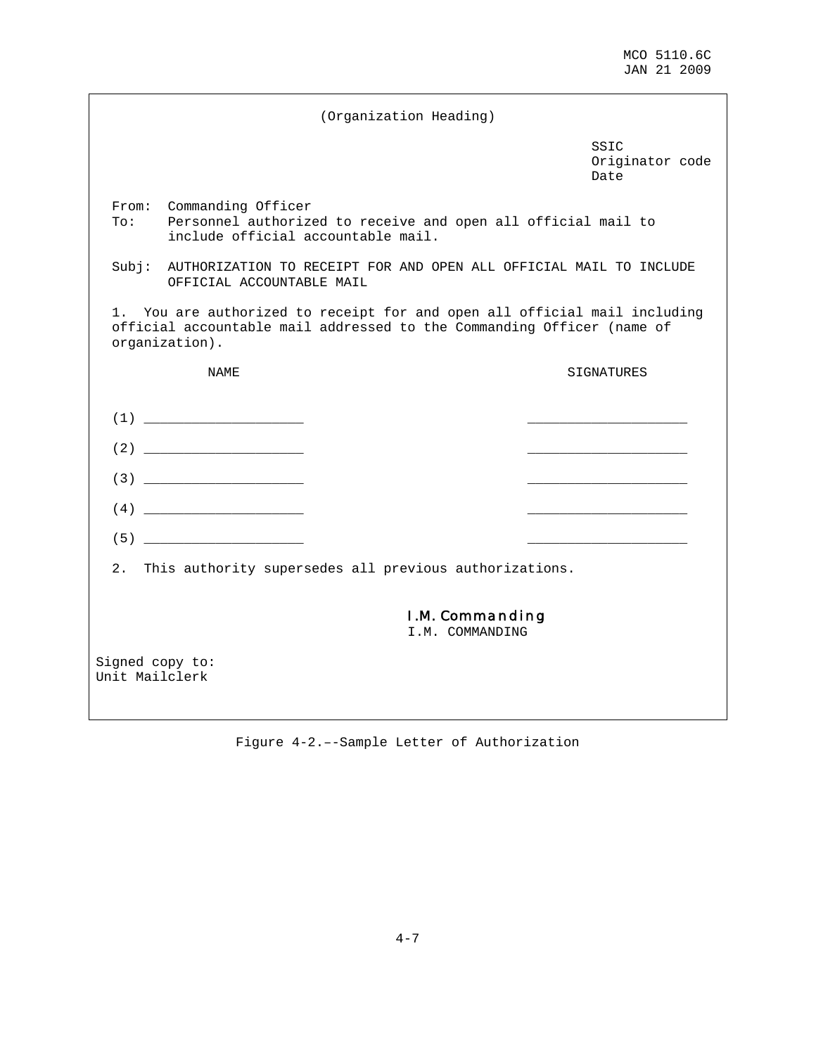(Organization Heading)

SSIC
Originator code
Date

From: Commanding Officer
To: Personnel authorized to receive and open all official mail to include official accountable mail.

Subj: AUTHORIZATION TO RECEIPT FOR AND OPEN ALL OFFICIAL MAIL TO INCLUDE OFFICIAL ACCOUNTABLE MAIL

1. You are authorized to receipt for and open all official mail including official accountable mail addressed to the Commanding Officer (name of organization).

| NAME | SIGNATURES |
|---|---|
| (1) ____________________ | ____________________ |
| (2) ____________________ | ____________________ |
| (3) ____________________ | ____________________ |
| (4) ____________________ | ____________________ |
| (5) ____________________ | ____________________ |

2. This authority supersedes all previous authorizations.

I.M. Commanding
I.M. COMMANDING

Signed copy to:
Unit Mailclerk

Figure 4-2.–-Sample Letter of Authorization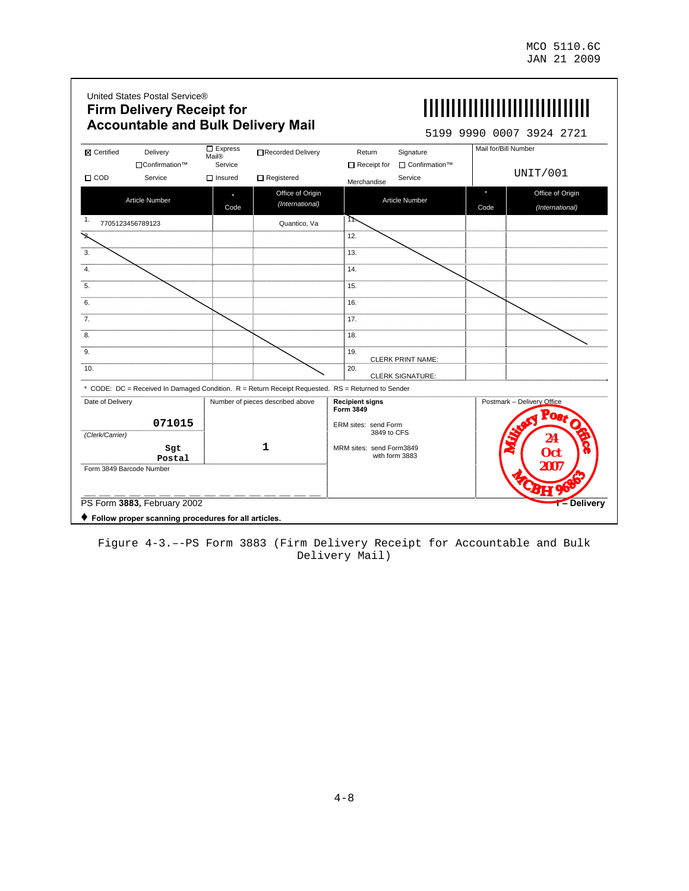United States Postal Service®

**Firm Delivery Receipt for Accountable and Bulk Delivery Mail**

5199 9990 0007 3924 2721

| ☒ Certified | Delivery ☐Confirmation™ Service | ☐ Express Mail® Service | ☐Recorded Delivery | Return ☐ Receipt for Merchandise | Signature ☐ Confirmation™ Service | Mail for/Bill Number |
|---|---|---|---|---|---|---|
| ☐ COD | | ☐ Insured | ☐ Registered | | | UNIT/001 |

| | Article Number | * Code | Office of Origin (International) | | Article Number | * Code | Office of Origin (International) |
|---|---|---|---|---|---|---|---|
| 1. | 7705123456789123 | | Quantico, Va | 11. | | | |
| 2. | | | | 12. | | | |
| 3. | | | | 13. | | | |
| 4. | | | | 14. | | | |
| 5. | | | | 15. | | | |
| 6. | | | | 16. | | | |
| 7. | | | | 17. | | | |
| 8. | | | | 18. | | | |
| 9. | | | | 19. | CLERK PRINT NAME: | | |
| 10. | | | | 20. | CLERK SIGNATURE: | | |

* CODE: DC = Received In Damaged Condition. R = Return Receipt Requested. RS = Returned to Sender

| Date of Delivery | Number of pieces described above | Recipient signs Form 3849 | Postmark – Delivery Office |
|---|---|---|---|
| 071015 | 1 | ERM sites: send Form 3849 to CFS | Military Post Office 24 Oct 2007 MCBH 96863 |
| (Clerk/Carrier) Sgt Postal | | MRM sites: send Form3849 with form 3883 | |
| Form 3849 Barcode Number | | | |

PS Form **3883,** February 2002 — 1 – Delivery

♦ **Follow proper scanning procedures for all articles.**

Figure 4-3.––PS Form 3883 (Firm Delivery Receipt for Accountable and Bulk Delivery Mail)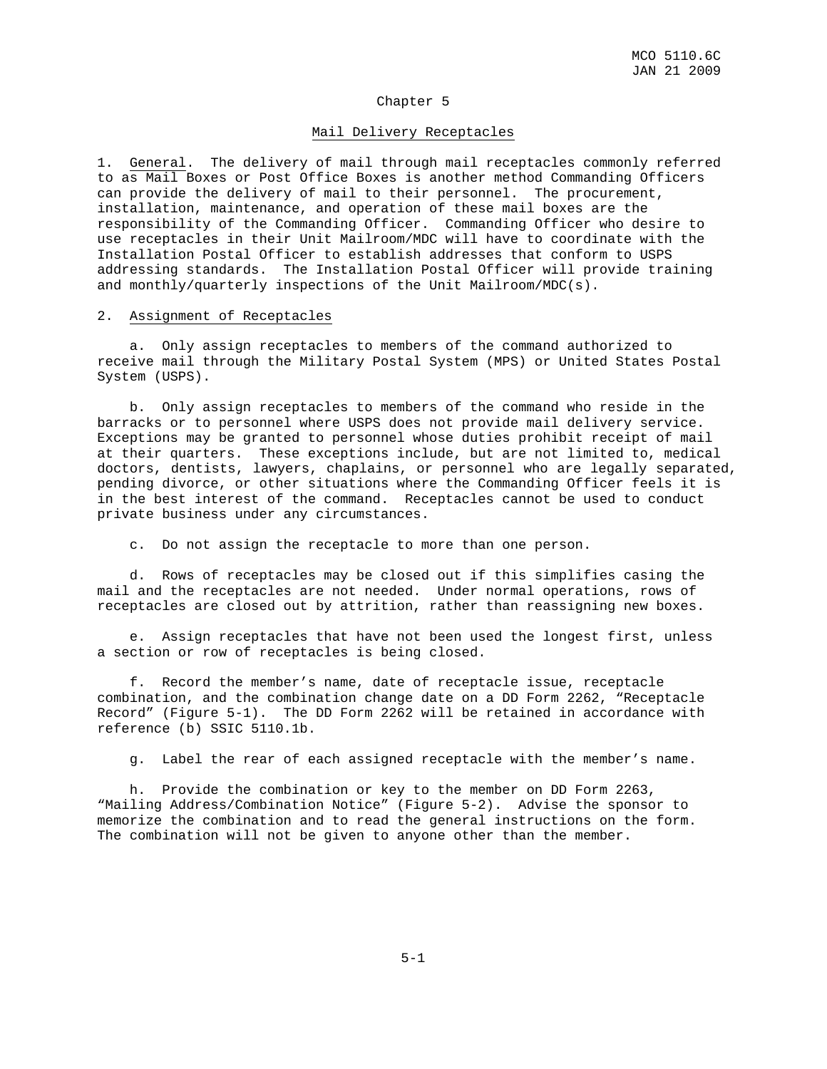# Chapter 5

## Mail Delivery Receptacles

1. General. The delivery of mail through mail receptacles commonly referred to as Mail Boxes or Post Office Boxes is another method Commanding Officers can provide the delivery of mail to their personnel. The procurement, installation, maintenance, and operation of these mail boxes are the responsibility of the Commanding Officer. Commanding Officer who desire to use receptacles in their Unit Mailroom/MDC will have to coordinate with the Installation Postal Officer to establish addresses that conform to USPS addressing standards. The Installation Postal Officer will provide training and monthly/quarterly inspections of the Unit Mailroom/MDC(s).

2. Assignment of Receptacles

a. Only assign receptacles to members of the command authorized to receive mail through the Military Postal System (MPS) or United States Postal System (USPS).

b. Only assign receptacles to members of the command who reside in the barracks or to personnel where USPS does not provide mail delivery service. Exceptions may be granted to personnel whose duties prohibit receipt of mail at their quarters. These exceptions include, but are not limited to, medical doctors, dentists, lawyers, chaplains, or personnel who are legally separated, pending divorce, or other situations where the Commanding Officer feels it is in the best interest of the command. Receptacles cannot be used to conduct private business under any circumstances.

c. Do not assign the receptacle to more than one person.

d. Rows of receptacles may be closed out if this simplifies casing the mail and the receptacles are not needed. Under normal operations, rows of receptacles are closed out by attrition, rather than reassigning new boxes.

e. Assign receptacles that have not been used the longest first, unless a section or row of receptacles is being closed.

f. Record the member's name, date of receptacle issue, receptacle combination, and the combination change date on a DD Form 2262, "Receptacle Record" (Figure 5-1). The DD Form 2262 will be retained in accordance with reference (b) SSIC 5110.1b.

g. Label the rear of each assigned receptacle with the member's name.

h. Provide the combination or key to the member on DD Form 2263, "Mailing Address/Combination Notice" (Figure 5-2). Advise the sponsor to memorize the combination and to read the general instructions on the form. The combination will not be given to anyone other than the member.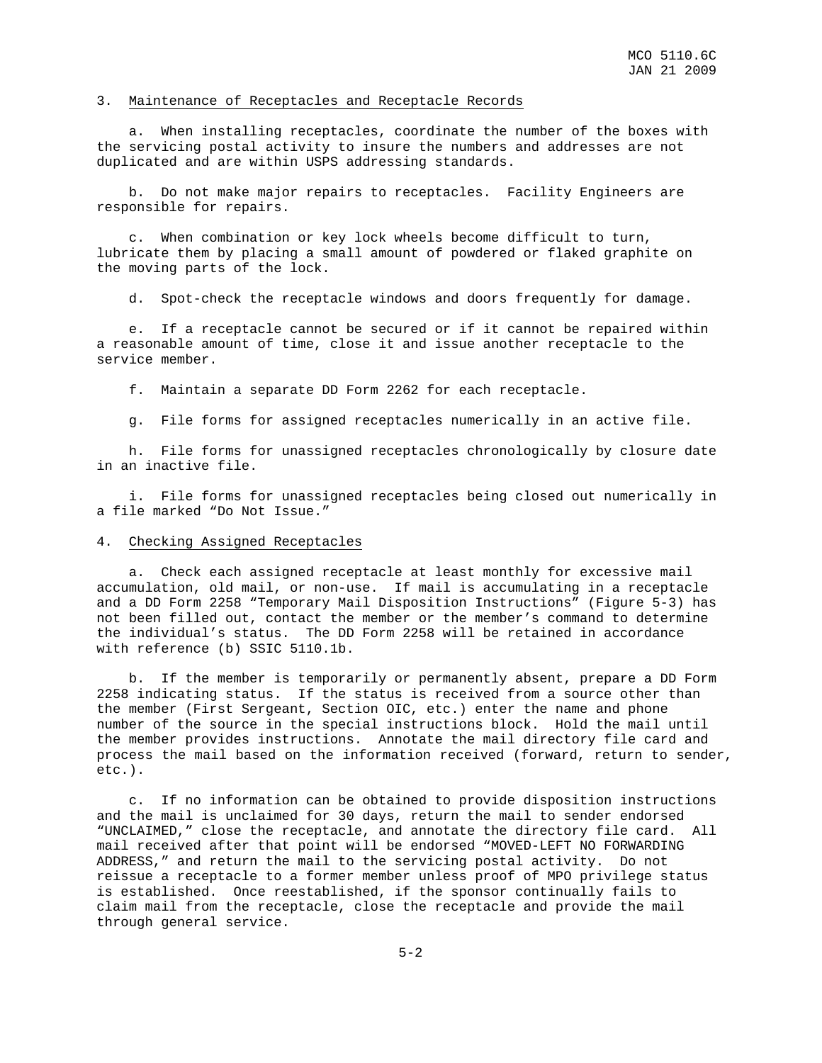3. Maintenance of Receptacles and Receptacle Records

a. When installing receptacles, coordinate the number of the boxes with the servicing postal activity to insure the numbers and addresses are not duplicated and are within USPS addressing standards.

b. Do not make major repairs to receptacles. Facility Engineers are responsible for repairs.

c. When combination or key lock wheels become difficult to turn, lubricate them by placing a small amount of powdered or flaked graphite on the moving parts of the lock.

d. Spot-check the receptacle windows and doors frequently for damage.

e. If a receptacle cannot be secured or if it cannot be repaired within a reasonable amount of time, close it and issue another receptacle to the service member.

f. Maintain a separate DD Form 2262 for each receptacle.

g. File forms for assigned receptacles numerically in an active file.

h. File forms for unassigned receptacles chronologically by closure date in an inactive file.

i. File forms for unassigned receptacles being closed out numerically in a file marked "Do Not Issue."

4. Checking Assigned Receptacles

a. Check each assigned receptacle at least monthly for excessive mail accumulation, old mail, or non-use. If mail is accumulating in a receptacle and a DD Form 2258 "Temporary Mail Disposition Instructions" (Figure 5-3) has not been filled out, contact the member or the member's command to determine the individual's status. The DD Form 2258 will be retained in accordance with reference (b) SSIC 5110.1b.

b. If the member is temporarily or permanently absent, prepare a DD Form 2258 indicating status. If the status is received from a source other than the member (First Sergeant, Section OIC, etc.) enter the name and phone number of the source in the special instructions block. Hold the mail until the member provides instructions. Annotate the mail directory file card and process the mail based on the information received (forward, return to sender, etc.).

c. If no information can be obtained to provide disposition instructions and the mail is unclaimed for 30 days, return the mail to sender endorsed "UNCLAIMED," close the receptacle, and annotate the directory file card. All mail received after that point will be endorsed "MOVED-LEFT NO FORWARDING ADDRESS," and return the mail to the servicing postal activity. Do not reissue a receptacle to a former member unless proof of MPO privilege status is established. Once reestablished, if the sponsor continually fails to claim mail from the receptacle, close the receptacle and provide the mail through general service.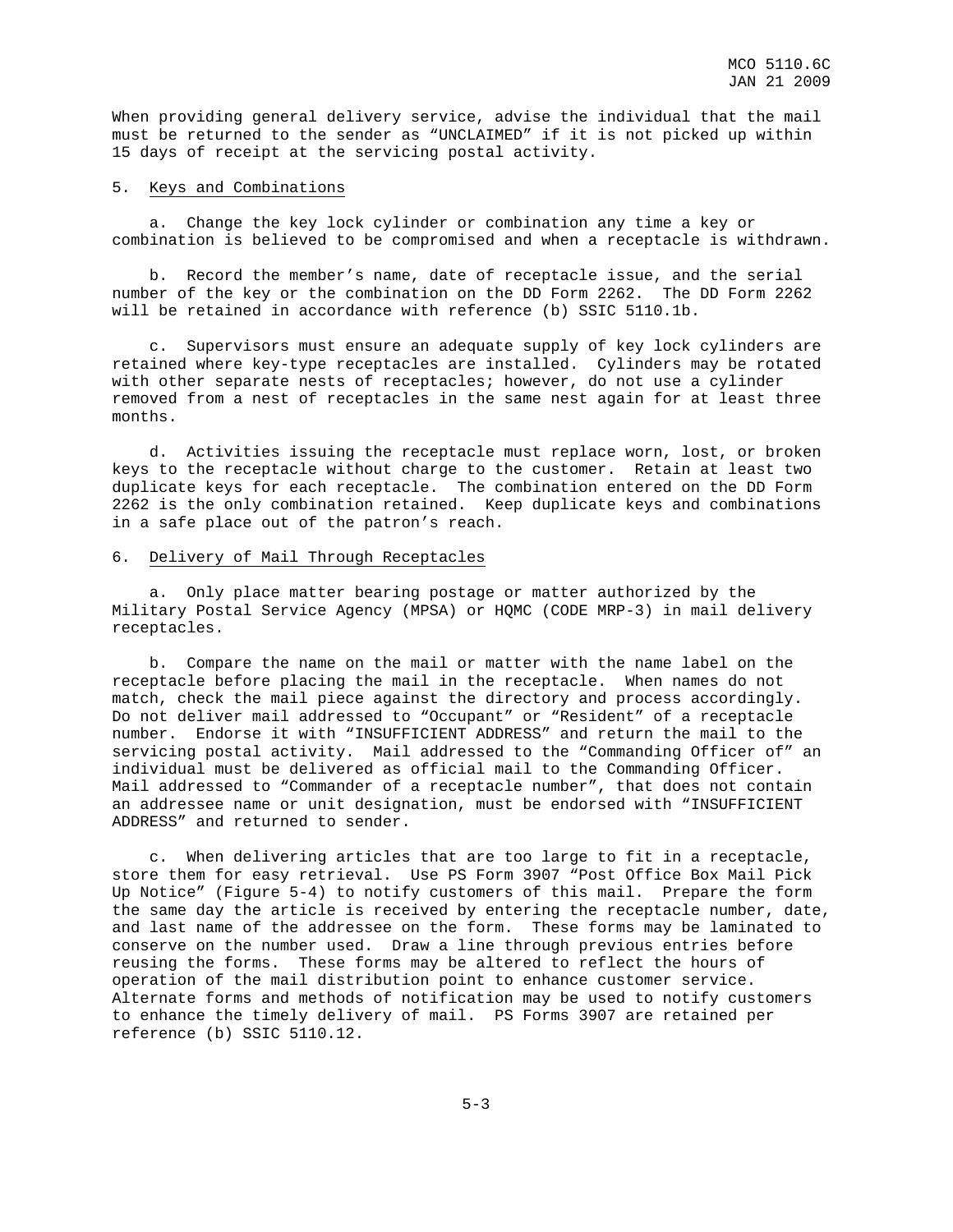When providing general delivery service, advise the individual that the mail must be returned to the sender as “UNCLAIMED” if it is not picked up within 15 days of receipt at the servicing postal activity.

5. Keys and Combinations

a. Change the key lock cylinder or combination any time a key or combination is believed to be compromised and when a receptacle is withdrawn.

b. Record the member’s name, date of receptacle issue, and the serial number of the key or the combination on the DD Form 2262. The DD Form 2262 will be retained in accordance with reference (b) SSIC 5110.1b.

c. Supervisors must ensure an adequate supply of key lock cylinders are retained where key-type receptacles are installed. Cylinders may be rotated with other separate nests of receptacles; however, do not use a cylinder removed from a nest of receptacles in the same nest again for at least three months.

d. Activities issuing the receptacle must replace worn, lost, or broken keys to the receptacle without charge to the customer. Retain at least two duplicate keys for each receptacle. The combination entered on the DD Form 2262 is the only combination retained. Keep duplicate keys and combinations in a safe place out of the patron’s reach.

6. Delivery of Mail Through Receptacles

a. Only place matter bearing postage or matter authorized by the Military Postal Service Agency (MPSA) or HQMC (CODE MRP-3) in mail delivery receptacles.

b. Compare the name on the mail or matter with the name label on the receptacle before placing the mail in the receptacle. When names do not match, check the mail piece against the directory and process accordingly. Do not deliver mail addressed to “Occupant” or “Resident” of a receptacle number. Endorse it with “INSUFFICIENT ADDRESS” and return the mail to the servicing postal activity. Mail addressed to the “Commanding Officer of” an individual must be delivered as official mail to the Commanding Officer. Mail addressed to “Commander of a receptacle number”, that does not contain an addressee name or unit designation, must be endorsed with “INSUFFICIENT ADDRESS” and returned to sender.

c. When delivering articles that are too large to fit in a receptacle, store them for easy retrieval. Use PS Form 3907 “Post Office Box Mail Pick Up Notice” (Figure 5-4) to notify customers of this mail. Prepare the form the same day the article is received by entering the receptacle number, date, and last name of the addressee on the form. These forms may be laminated to conserve on the number used. Draw a line through previous entries before reusing the forms. These forms may be altered to reflect the hours of operation of the mail distribution point to enhance customer service. Alternate forms and methods of notification may be used to notify customers to enhance the timely delivery of mail. PS Forms 3907 are retained per reference (b) SSIC 5110.12.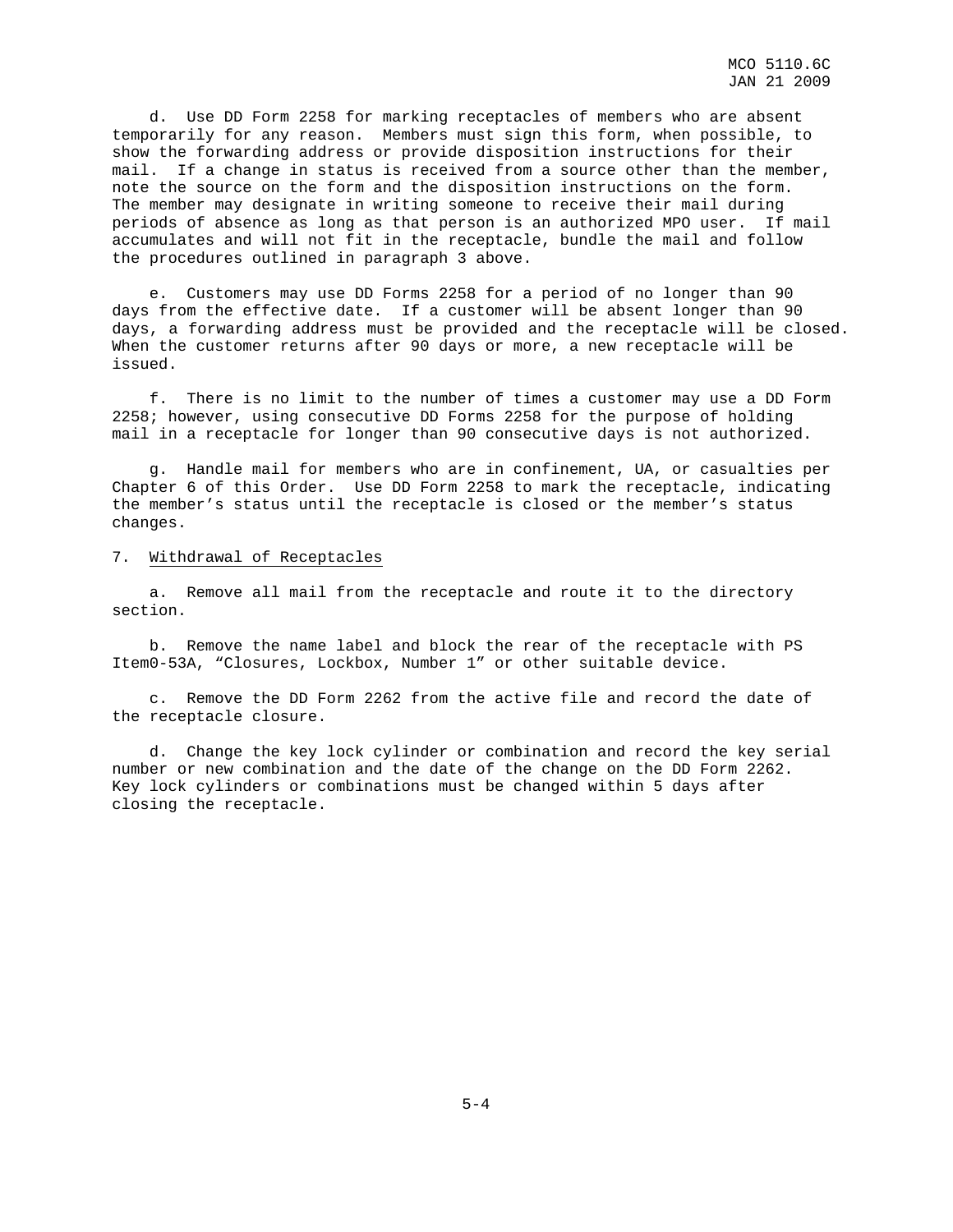d. Use DD Form 2258 for marking receptacles of members who are absent temporarily for any reason. Members must sign this form, when possible, to show the forwarding address or provide disposition instructions for their mail. If a change in status is received from a source other than the member, note the source on the form and the disposition instructions on the form. The member may designate in writing someone to receive their mail during periods of absence as long as that person is an authorized MPO user. If mail accumulates and will not fit in the receptacle, bundle the mail and follow the procedures outlined in paragraph 3 above.

e. Customers may use DD Forms 2258 for a period of no longer than 90 days from the effective date. If a customer will be absent longer than 90 days, a forwarding address must be provided and the receptacle will be closed. When the customer returns after 90 days or more, a new receptacle will be issued.

f. There is no limit to the number of times a customer may use a DD Form 2258; however, using consecutive DD Forms 2258 for the purpose of holding mail in a receptacle for longer than 90 consecutive days is not authorized.

g. Handle mail for members who are in confinement, UA, or casualties per Chapter 6 of this Order. Use DD Form 2258 to mark the receptacle, indicating the member's status until the receptacle is closed or the member's status changes.

7. Withdrawal of Receptacles

a. Remove all mail from the receptacle and route it to the directory section.

b. Remove the name label and block the rear of the receptacle with PS Item0-53A, "Closures, Lockbox, Number 1" or other suitable device.

c. Remove the DD Form 2262 from the active file and record the date of the receptacle closure.

d. Change the key lock cylinder or combination and record the key serial number or new combination and the date of the change on the DD Form 2262. Key lock cylinders or combinations must be changed within 5 days after closing the receptacle.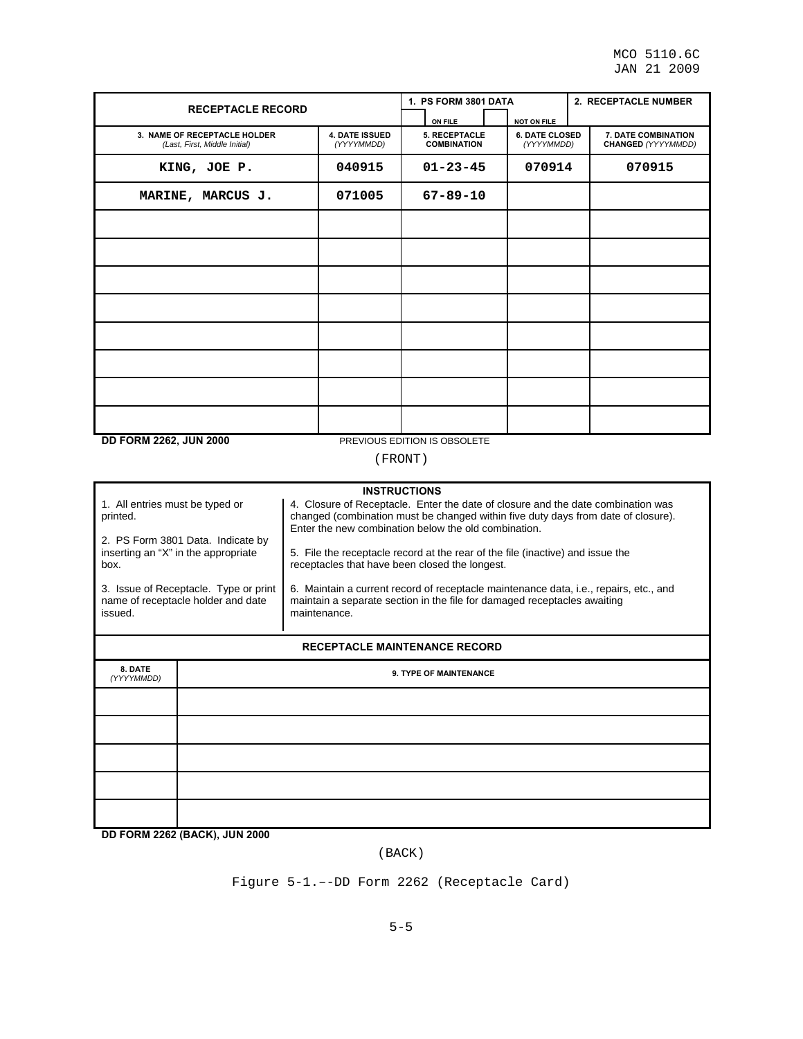| RECEPTACLE RECORD | | 1. PS FORM 3801 DATA<br>ON FILE / NOT ON FILE | | 2. RECEPTACLE NUMBER |
|---|---|---|---|---|
| **3. NAME OF RECEPTACLE HOLDER** *(Last, First, Middle Initial)* | **4. DATE ISSUED** *(YYYYMMDD)* | **5. RECEPTACLE COMBINATION** | **6. DATE CLOSED** *(YYYYMMDD)* | **7. DATE COMBINATION CHANGED** *(YYYYMMDD)* |
| KING, JOE P. | 040915 | 01-23-45 | 070914 | 070915 |
| MARINE, MARCUS J. | 071005 | 67-89-10 | | |
| | | | | |
| | | | | |
| | | | | |
| | | | | |
| | | | | |
| | | | | |
| | | | | |
| | | | | |

**DD FORM 2262, JUN 2000** PREVIOUS EDITION IS OBSOLETE

(FRONT)

**INSTRUCTIONS**

1. All entries must be typed or printed.

2. PS Form 3801 Data. Indicate by inserting an "X" in the appropriate box.

3. Issue of Receptacle. Type or print name of receptacle holder and date issued.

4. Closure of Receptacle. Enter the date of closure and the date combination was changed (combination must be changed within five duty days from date of closure). Enter the new combination below the old combination.

5. File the receptacle record at the rear of the file (inactive) and issue the receptacles that have been closed the longest.

6. Maintain a current record of receptacle maintenance data, i.e., repairs, etc., and maintain a separate section in the file for damaged receptacles awaiting maintenance.

**RECEPTACLE MAINTENANCE RECORD**

| 8. DATE *(YYYYMMDD)* | 9. TYPE OF MAINTENANCE |
|---|---|
| | |
| | |
| | |
| | |
| | |

**DD FORM 2262 (BACK), JUN 2000**

(BACK)

Figure 5-1.––DD Form 2262 (Receptacle Card)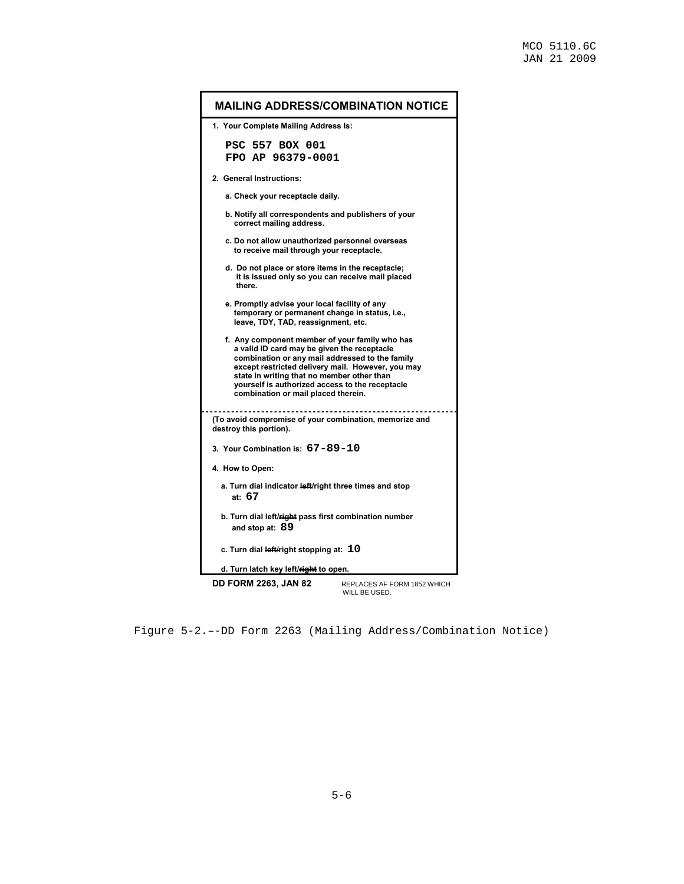**MAILING ADDRESS/COMBINATION NOTICE**

1. Your Complete Mailing Address Is:

   **PSC 557 BOX 001**
   **FPO AP 96379-0001**

2. General Instructions:

   a. Check your receptacle daily.

   b. Notify all correspondents and publishers of your correct mailing address.

   c. Do not allow unauthorized personnel overseas to receive mail through your receptacle.

   d. Do not place or store items in the receptacle; it is issued only so you can receive mail placed there.

   e. Promptly advise your local facility of any temporary or permanent change in status, i.e., leave, TDY, TAD, reassignment, etc.

   f. Any component member of your family who has a valid ID card may be given the receptacle combination or any mail addressed to the family except restricted delivery mail. However, you may state in writing that no member other than yourself is authorized access to the receptacle combination or mail placed therein.

- - - - - - - - - - - - - - - - - - - - - - - - - - - - - - - - - - - - - - - -

(To avoid compromise of your combination, memorize and destroy this portion).

3. Your Combination is: **67-89-10**

4. How to Open:

   a. Turn dial indicator ~~left~~/right three times and stop at: **67**

   b. Turn dial left/~~right~~ pass first combination number and stop at: **89**

   c. Turn dial ~~left~~/right stopping at: **10**

   d. Turn latch key left/~~right~~ to open.

**DD FORM 2263, JAN 82** REPLACES AF FORM 1852 WHICH WILL BE USED.

Figure 5-2.--DD Form 2263 (Mailing Address/Combination Notice)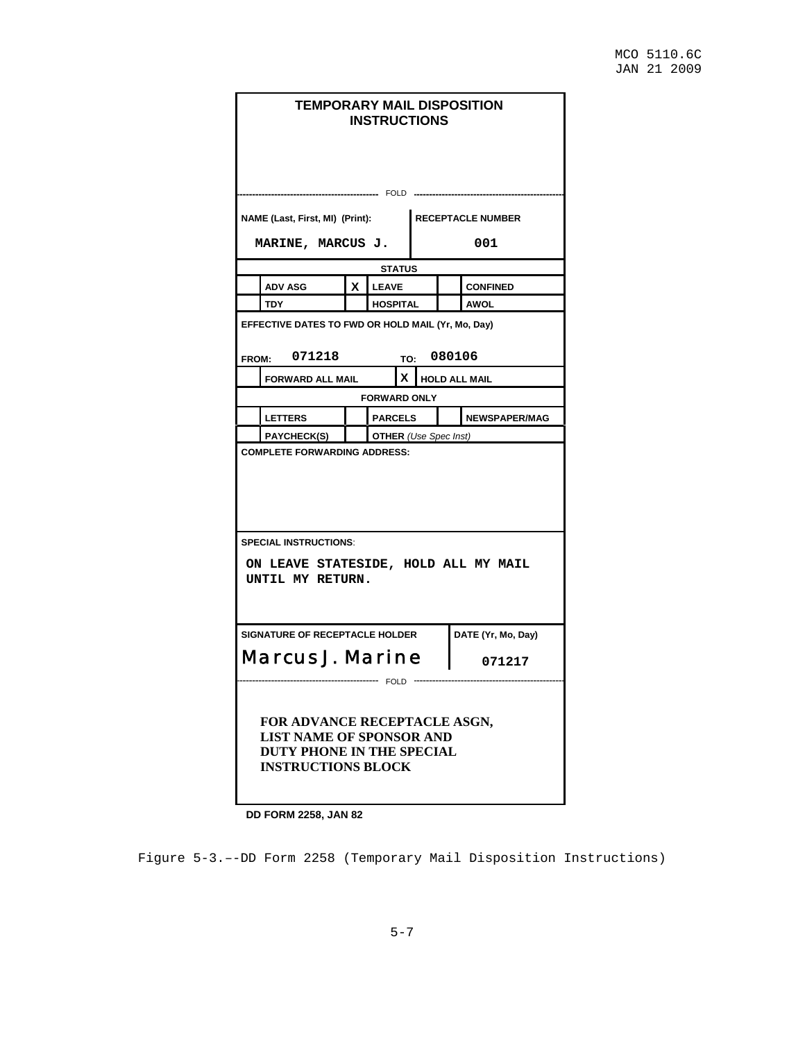**TEMPORARY MAIL DISPOSITION INSTRUCTIONS**

------------------------------ FOLD ------------------------------

| NAME (Last, First, MI) (Print): | RECEPTACLE NUMBER |
|---|---|
| MARINE, MARCUS J. | 001 |

**STATUS**

| | | | | | |
|---|---|---|---|---|---|
| | ADV ASG | X | LEAVE | | CONFINED |
| | TDY | | HOSPITAL | | AWOL |

**EFFECTIVE DATES TO FWD OR HOLD MAIL (Yr, Mo, Day)**

FROM: 071218 TO: 080106

| | | | |
|---|---|---|---|
| | FORWARD ALL MAIL | X | HOLD ALL MAIL |

**FORWARD ONLY**

| | | | | | |
|---|---|---|---|---|---|
| | LETTERS | | PARCELS | | NEWSPAPER/MAG |
| | PAYCHECK(S) | | OTHER *(Use Spec Inst)* | | |

**COMPLETE FORWARDING ADDRESS:**

**SPECIAL INSTRUCTIONS**:

ON LEAVE STATESIDE, HOLD ALL MY MAIL UNTIL MY RETURN.

| SIGNATURE OF RECEPTACLE HOLDER | DATE (Yr, Mo, Day) |
|---|---|
| Marcus J. Marine | 071217 |

------------------------------ FOLD ------------------------------

**FOR ADVANCE RECEPTACLE ASGN, LIST NAME OF SPONSOR AND DUTY PHONE IN THE SPECIAL INSTRUCTIONS BLOCK**

**DD FORM 2258, JAN 82**

Figure 5-3.––DD Form 2258 (Temporary Mail Disposition Instructions)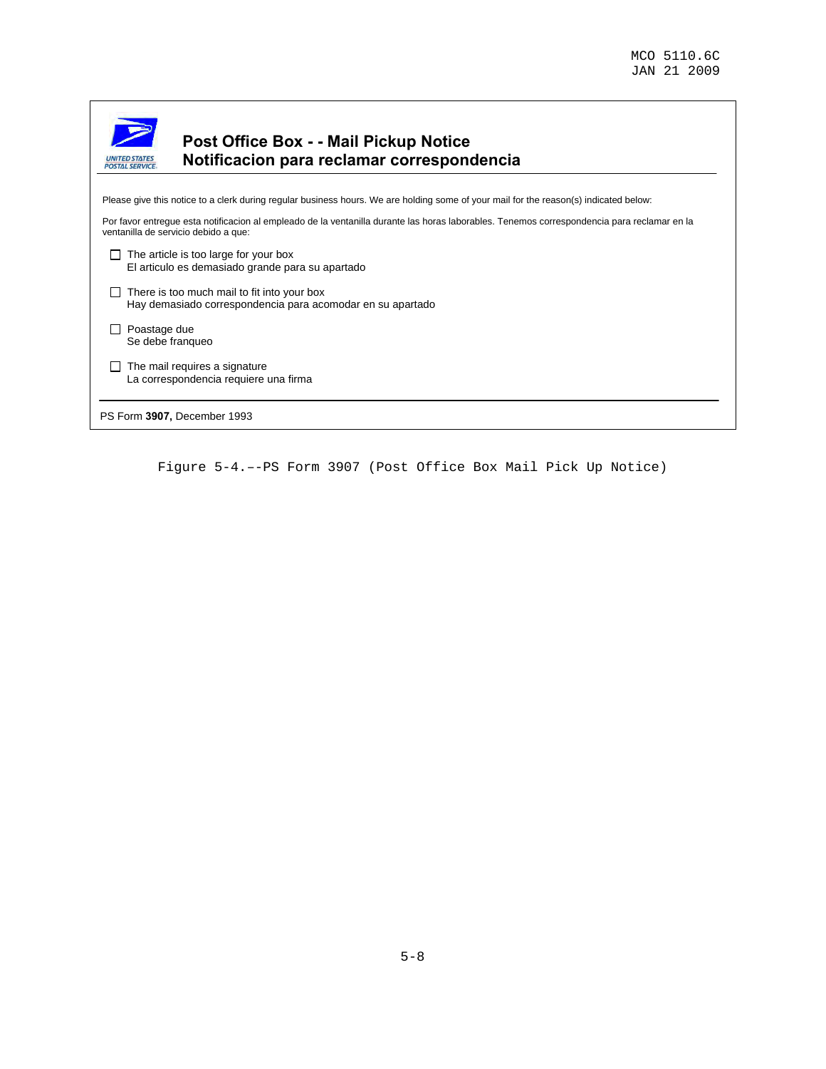## Post Office Box - - Mail Pickup Notice
## Notificacion para reclamar correspondencia

Please give this notice to a clerk during regular business hours. We are holding some of your mail for the reason(s) indicated below:

Por favor entregue esta notificacion al empleado de la ventanilla durante las horas laborables. Tenemos correspondencia para reclamar en la ventanilla de servicio debido a que:

- ☐ The article is too large for your box
  El articulo es demasiado grande para su apartado

- ☐ There is too much mail to fit into your box
  Hay demasiado correspondencia para acomodar en su apartado

- ☐ Poastage due
  Se debe franqueo

- ☐ The mail requires a signature
  La correspondencia requiere una firma

PS Form **3907,** December 1993

Figure 5-4.––PS Form 3907 (Post Office Box Mail Pick Up Notice)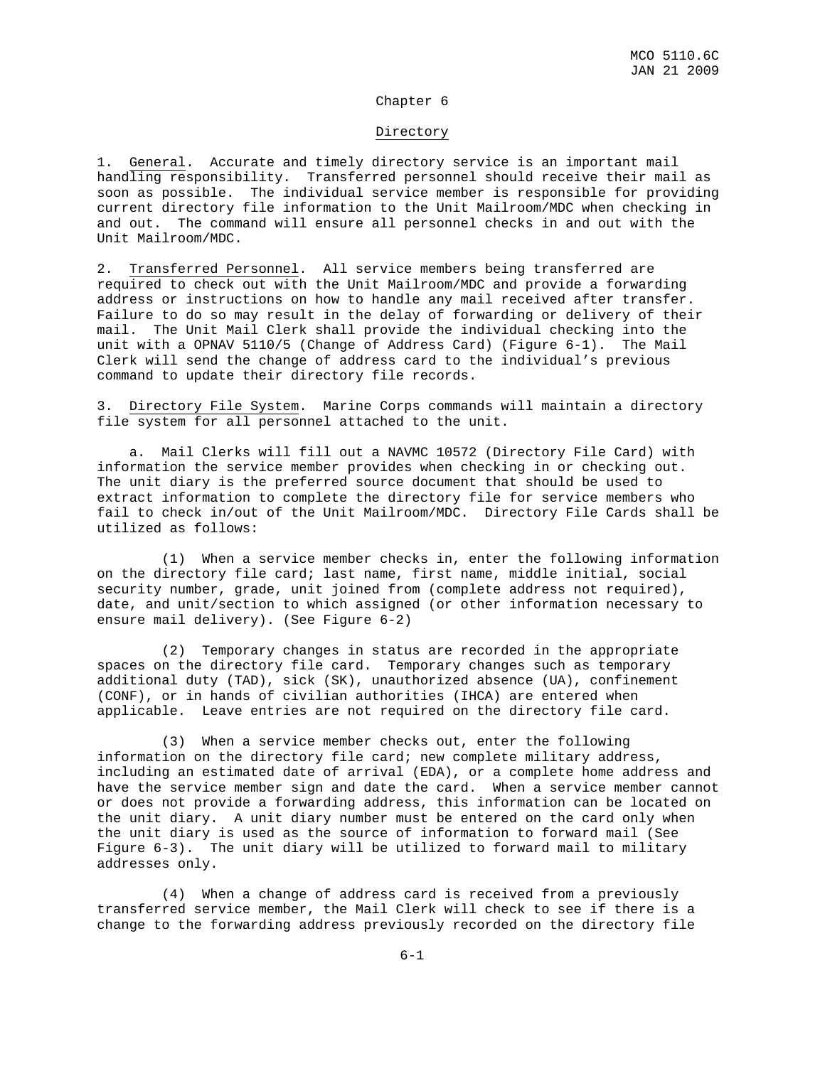## Chapter 6

## Directory

1. General. Accurate and timely directory service is an important mail handling responsibility. Transferred personnel should receive their mail as soon as possible. The individual service member is responsible for providing current directory file information to the Unit Mailroom/MDC when checking in and out. The command will ensure all personnel checks in and out with the Unit Mailroom/MDC.

2. Transferred Personnel. All service members being transferred are required to check out with the Unit Mailroom/MDC and provide a forwarding address or instructions on how to handle any mail received after transfer. Failure to do so may result in the delay of forwarding or delivery of their mail. The Unit Mail Clerk shall provide the individual checking into the unit with a OPNAV 5110/5 (Change of Address Card) (Figure 6-1). The Mail Clerk will send the change of address card to the individual's previous command to update their directory file records.

3. Directory File System. Marine Corps commands will maintain a directory file system for all personnel attached to the unit.

a. Mail Clerks will fill out a NAVMC 10572 (Directory File Card) with information the service member provides when checking in or checking out. The unit diary is the preferred source document that should be used to extract information to complete the directory file for service members who fail to check in/out of the Unit Mailroom/MDC. Directory File Cards shall be utilized as follows:

(1) When a service member checks in, enter the following information on the directory file card; last name, first name, middle initial, social security number, grade, unit joined from (complete address not required), date, and unit/section to which assigned (or other information necessary to ensure mail delivery). (See Figure 6-2)

(2) Temporary changes in status are recorded in the appropriate spaces on the directory file card. Temporary changes such as temporary additional duty (TAD), sick (SK), unauthorized absence (UA), confinement (CONF), or in hands of civilian authorities (IHCA) are entered when applicable. Leave entries are not required on the directory file card.

(3) When a service member checks out, enter the following information on the directory file card; new complete military address, including an estimated date of arrival (EDA), or a complete home address and have the service member sign and date the card. When a service member cannot or does not provide a forwarding address, this information can be located on the unit diary. A unit diary number must be entered on the card only when the unit diary is used as the source of information to forward mail (See Figure 6-3). The unit diary will be utilized to forward mail to military addresses only.

(4) When a change of address card is received from a previously transferred service member, the Mail Clerk will check to see if there is a change to the forwarding address previously recorded on the directory file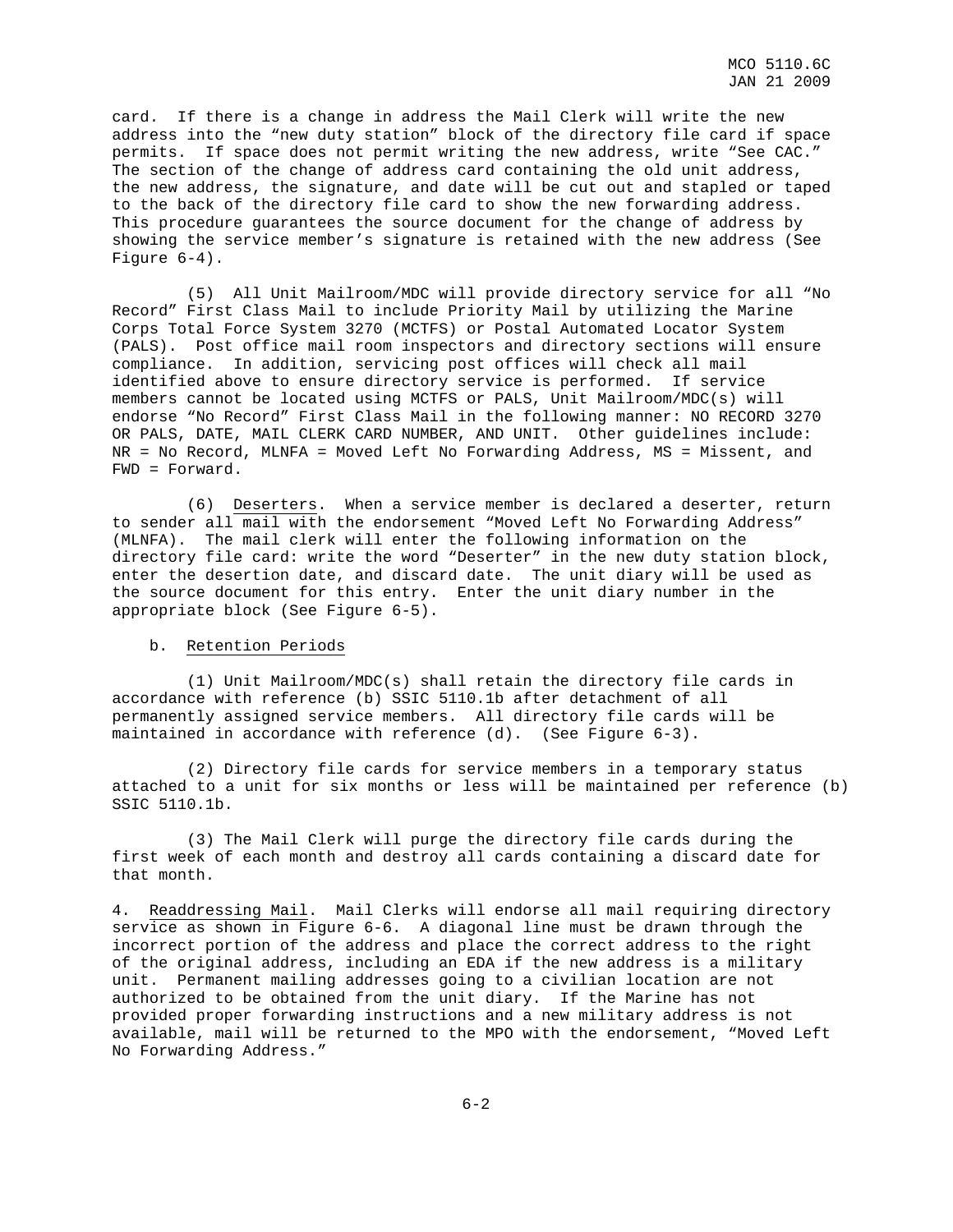card. If there is a change in address the Mail Clerk will write the new address into the "new duty station" block of the directory file card if space permits. If space does not permit writing the new address, write "See CAC." The section of the change of address card containing the old unit address, the new address, the signature, and date will be cut out and stapled or taped to the back of the directory file card to show the new forwarding address. This procedure guarantees the source document for the change of address by showing the service member's signature is retained with the new address (See Figure 6-4).

(5) All Unit Mailroom/MDC will provide directory service for all "No Record" First Class Mail to include Priority Mail by utilizing the Marine Corps Total Force System 3270 (MCTFS) or Postal Automated Locator System (PALS). Post office mail room inspectors and directory sections will ensure compliance. In addition, servicing post offices will check all mail identified above to ensure directory service is performed. If service members cannot be located using MCTFS or PALS, Unit Mailroom/MDC(s) will endorse "No Record" First Class Mail in the following manner: NO RECORD 3270 OR PALS, DATE, MAIL CLERK CARD NUMBER, AND UNIT. Other guidelines include: NR = No Record, MLNFA = Moved Left No Forwarding Address, MS = Missent, and FWD = Forward.

(6) Deserters. When a service member is declared a deserter, return to sender all mail with the endorsement "Moved Left No Forwarding Address" (MLNFA). The mail clerk will enter the following information on the directory file card: write the word "Deserter" in the new duty station block, enter the desertion date, and discard date. The unit diary will be used as the source document for this entry. Enter the unit diary number in the appropriate block (See Figure 6-5).

b. Retention Periods

(1) Unit Mailroom/MDC(s) shall retain the directory file cards in accordance with reference (b) SSIC 5110.1b after detachment of all permanently assigned service members. All directory file cards will be maintained in accordance with reference (d). (See Figure 6-3).

(2) Directory file cards for service members in a temporary status attached to a unit for six months or less will be maintained per reference (b) SSIC 5110.1b.

(3) The Mail Clerk will purge the directory file cards during the first week of each month and destroy all cards containing a discard date for that month.

4. Readdressing Mail. Mail Clerks will endorse all mail requiring directory service as shown in Figure 6-6. A diagonal line must be drawn through the incorrect portion of the address and place the correct address to the right of the original address, including an EDA if the new address is a military unit. Permanent mailing addresses going to a civilian location are not authorized to be obtained from the unit diary. If the Marine has not provided proper forwarding instructions and a new military address is not available, mail will be returned to the MPO with the endorsement, "Moved Left No Forwarding Address."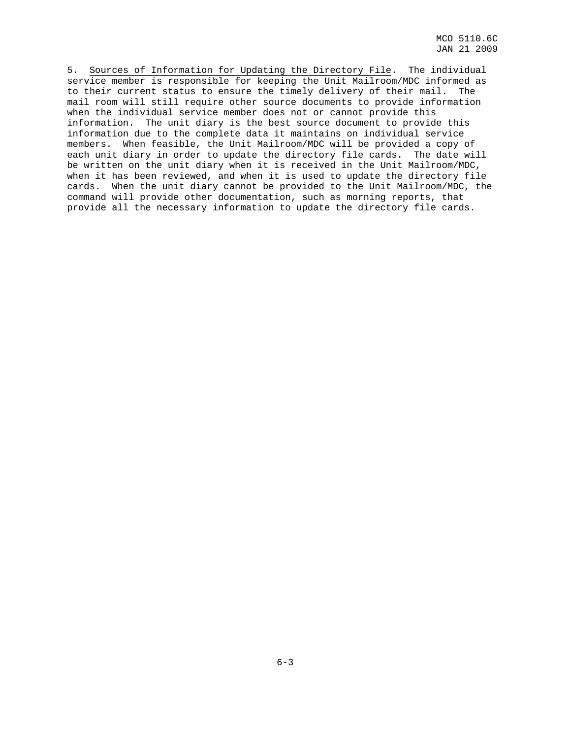5. Sources of Information for Updating the Directory File. The individual service member is responsible for keeping the Unit Mailroom/MDC informed as to their current status to ensure the timely delivery of their mail. The mail room will still require other source documents to provide information when the individual service member does not or cannot provide this information. The unit diary is the best source document to provide this information due to the complete data it maintains on individual service members. When feasible, the Unit Mailroom/MDC will be provided a copy of each unit diary in order to update the directory file cards. The date will be written on the unit diary when it is received in the Unit Mailroom/MDC, when it has been reviewed, and when it is used to update the directory file cards. When the unit diary cannot be provided to the Unit Mailroom/MDC, the command will provide other documentation, such as morning reports, that provide all the necessary information to update the directory file cards.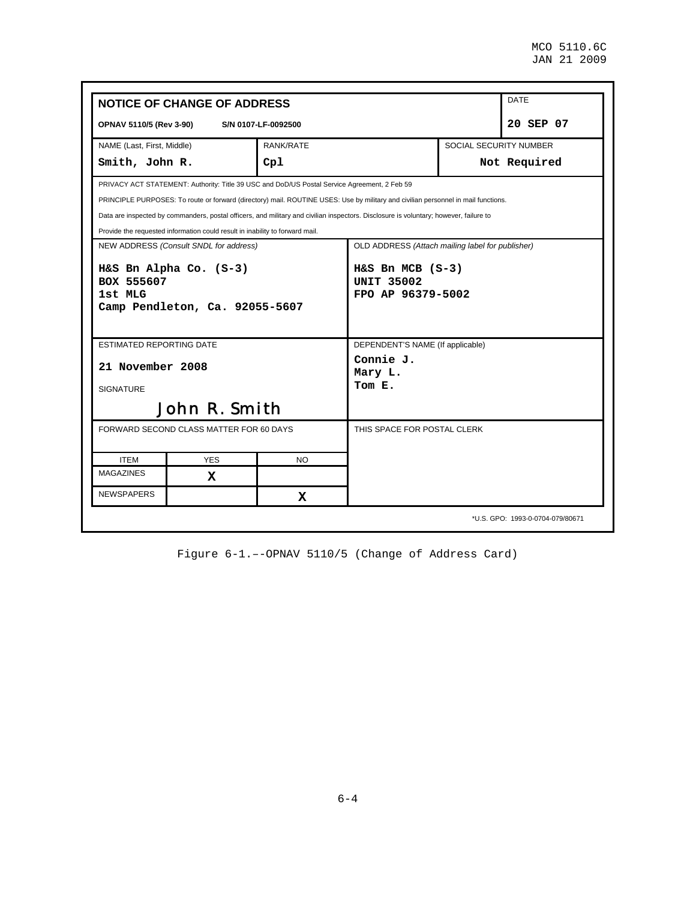| **NOTICE OF CHANGE OF ADDRESS** | | | | DATE |
|---|---|---|---|---|
| **OPNAV 5110/5 (Rev 3-90) S/N 0107-LF-0092500** | | | | **20 SEP 07** |
| NAME (Last, First, Middle) | RANK/RATE | | SOCIAL SECURITY NUMBER | |
| **Smith, John R.** | **Cpl** | | **Not Required** | |

PRIVACY ACT STATEMENT: Authority: Title 39 USC and DoD/US Postal Service Agreement, 2 Feb 59

PRINCIPLE PURPOSES: To route or forward (directory) mail. ROUTINE USES: Use by military and civilian personnel in mail functions.

Data are inspected by commanders, postal officers, and military and civilian inspectors. Disclosure is voluntary; however, failure to

Provide the requested information could result in inability to forward mail.

| NEW ADDRESS *(Consult SNDL for address)* | OLD ADDRESS *(Attach mailing label for publisher)* |
|---|---|
| **H&S Bn Alpha Co. (S-3)**<br>**BOX 555607**<br>**1st MLG**<br>**Camp Pendleton, Ca. 92055-5607** | **H&S Bn MCB (S-3)**<br>**UNIT 35002**<br>**FPO AP 96379-5002** |
| ESTIMATED REPORTING DATE<br>**21 November 2008**<br>SIGNATURE<br>John R. Smith | DEPENDENT'S NAME (If applicable)<br>**Connie J.**<br>**Mary L.**<br>**Tom E.** |
| FORWARD SECOND CLASS MATTER FOR 60 DAYS | THIS SPACE FOR POSTAL CLERK |

| ITEM | YES | NO |
|---|---|---|
| MAGAZINES | **X** | |
| NEWSPAPERS | | **X** |

*U.S. GPO: 1993-0-0704-079/80671

Figure 6-1.––OPNAV 5110/5 (Change of Address Card)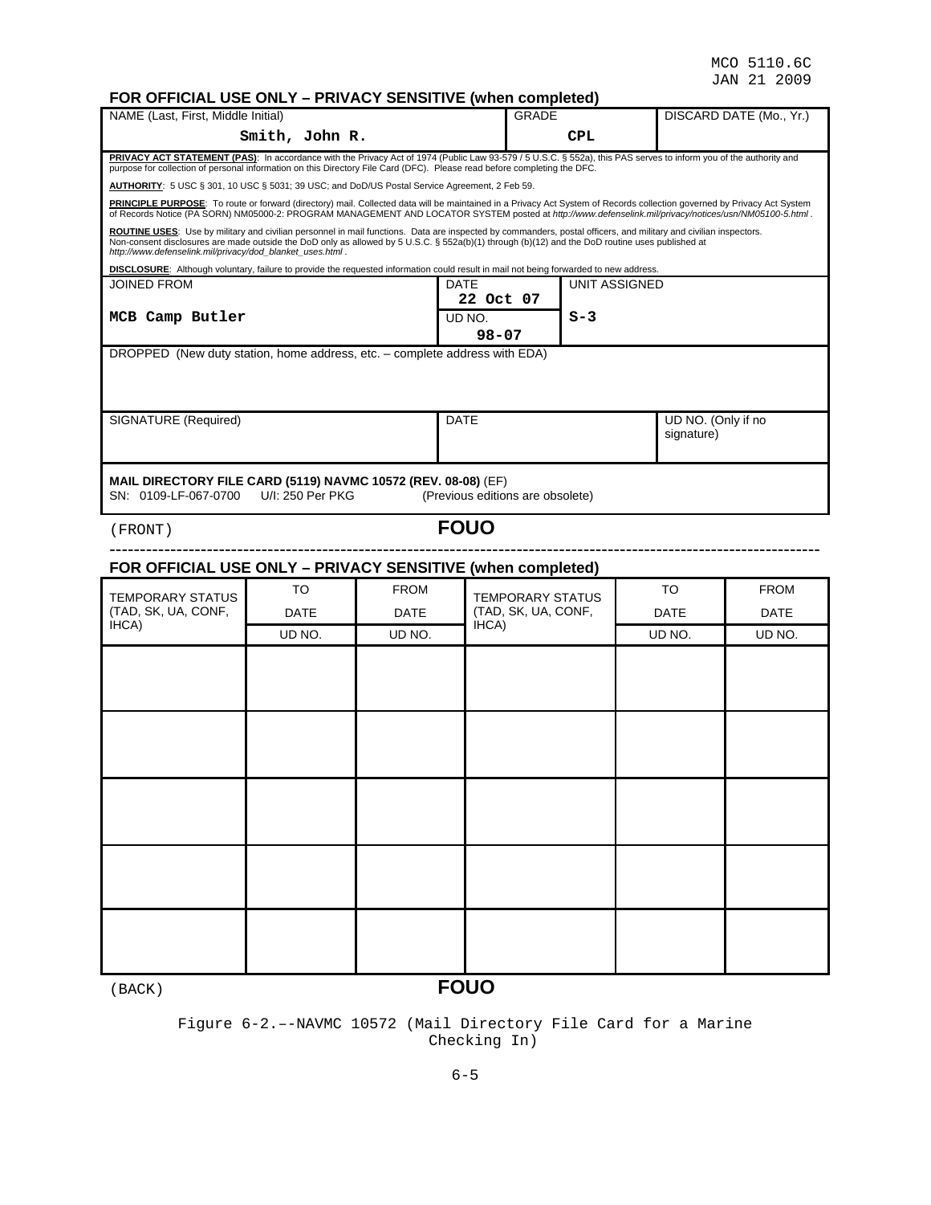**FOR OFFICIAL USE ONLY – PRIVACY SENSITIVE (when completed)**

| NAME (Last, First, Middle Initial) | GRADE | DISCARD DATE (Mo., Yr.) |
|---|---|---|
| **Smith, John R.** | **CPL** | |

**PRIVACY ACT STATEMENT (PAS)**: In accordance with the Privacy Act of 1974 (Public Law 93-579 / 5 U.S.C. § 552a), this PAS serves to inform you of the authority and purpose for collection of personal information on this Directory File Card (DFC). Please read before completing the DFC.

**AUTHORITY**: 5 USC § 301, 10 USC § 5031; 39 USC; and DoD/US Postal Service Agreement, 2 Feb 59.

**PRINCIPLE PURPOSE**: To route or forward (directory) mail. Collected data will be maintained in a Privacy Act System of Records collection governed by Privacy Act System of Records Notice (PA SORN) NM05000-2: PROGRAM MANAGEMENT AND LOCATOR SYSTEM posted at *http://www.defenselink.mil/privacy/notices/usn/NM05100-5.html* .

**ROUTINE USES**: Use by military and civilian personnel in mail functions. Data are inspected by commanders, postal officers, and military and civilian inspectors. Non-consent disclosures are made outside the DoD only as allowed by 5 U.S.C. § 552a(b)(1) through (b)(12) and the DoD routine uses published at *http://www.defenselink.mil/privacy/dod_blanket_uses.html* .

**DISCLOSURE**: Although voluntary, failure to provide the requested information could result in mail not being forwarded to new address.

| JOINED FROM | DATE | UNIT ASSIGNED |
|---|---|---|
| **MCB Camp Butler** | **22 Oct 07** | **S-3** |
| | UD NO. **98-07** | |

DROPPED (New duty station, home address, etc. – complete address with EDA)

| SIGNATURE (Required) | DATE | UD NO. (Only if no signature) |
|---|---|---|
| | | |

**MAIL DIRECTORY FILE CARD (5119) NAVMC 10572 (REV. 08-08)** (EF)
SN: 0109-LF-067-0700 U/I: 250 Per PKG (Previous editions are obsolete)

(FRONT) **FOUO**

---

**FOR OFFICIAL USE ONLY – PRIVACY SENSITIVE (when completed)**

| TEMPORARY STATUS (TAD, SK, UA, CONF, IHCA) | TO DATE UD NO. | FROM DATE UD NO. | TEMPORARY STATUS (TAD, SK, UA, CONF, IHCA) | TO DATE UD NO. | FROM DATE UD NO. |
|---|---|---|---|---|---|
| | | | | | |
| | | | | | |
| | | | | | |
| | | | | | |
| | | | | | |

(BACK) **FOUO**

Figure 6-2.––NAVMC 10572 (Mail Directory File Card for a Marine Checking In)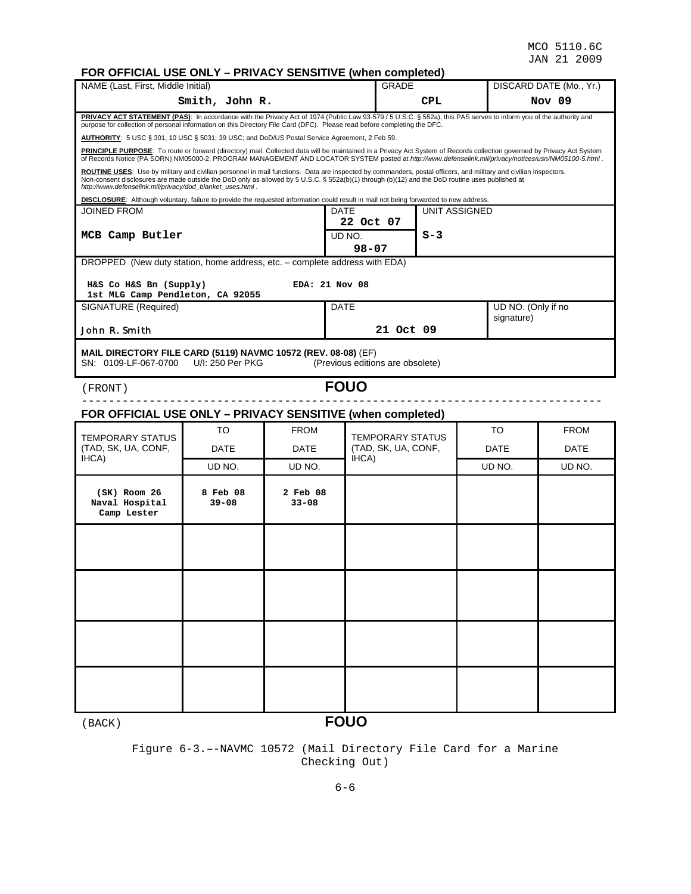**FOR OFFICIAL USE ONLY – PRIVACY SENSITIVE (when completed)**

| NAME (Last, First, Middle Initial) | GRADE | DISCARD DATE (Mo., Yr.) |
|---|---|---|
| Smith, John R. | CPL | Nov 09 |

**PRIVACY ACT STATEMENT (PAS)**: In accordance with the Privacy Act of 1974 (Public Law 93-579 / 5 U.S.C. § 552a), this PAS serves to inform you of the authority and purpose for collection of personal information on this Directory File Card (DFC). Please read before completing the DFC.

**AUTHORITY**: 5 USC § 301, 10 USC § 5031; 39 USC; and DoD/US Postal Service Agreement, 2 Feb 59.

**PRINCIPLE PURPOSE**: To route or forward (directory) mail. Collected data will be maintained in a Privacy Act System of Records collection governed by Privacy Act System of Records Notice (PA SORN) NM05000-2: PROGRAM MANAGEMENT AND LOCATOR SYSTEM posted at *http://www.defenselink.mil/privacy/notices/usn/NM05100-5.html*.

**ROUTINE USES**: Use by military and civilian personnel in mail functions. Data are inspected by commanders, postal officers, and military and civilian inspectors. Non-consent disclosures are made outside the DoD only as allowed by 5 U.S.C. § 552a(b)(1) through (b)(12) and the DoD routine uses published at *http://www.defenselink.mil/privacy/dod_blanket_uses.html*.

**DISCLOSURE**: Although voluntary, failure to provide the requested information could result in mail not being forwarded to new address.

| JOINED FROM | DATE / UD NO. | UNIT ASSIGNED |
|---|---|---|
| MCB Camp Butler | DATE: 22 Oct 07 | |
| | UD NO.: 98-07 | S-3 |

DROPPED (New duty station, home address, etc. – complete address with EDA)

H&S Co H&S Bn (Supply) — EDA: 21 Nov 08
1st MLG Camp Pendleton, CA 92055

| SIGNATURE (Required) | DATE | UD NO. (Only if no signature) |
|---|---|---|
| John R. Smith | 21 Oct 09 | |

**MAIL DIRECTORY FILE CARD (5119) NAVMC 10572 (REV. 08-08)** (EF)
SN: 0109-LF-067-0700 U/I: 250 Per PKG (Previous editions are obsolete)

(FRONT) **FOUO**

---

**FOR OFFICIAL USE ONLY – PRIVACY SENSITIVE (when completed)**

| TEMPORARY STATUS (TAD, SK, UA, CONF, IHCA) | TO DATE / UD NO. | FROM DATE / UD NO. | TEMPORARY STATUS (TAD, SK, UA, CONF, IHCA) | TO DATE / UD NO. | FROM DATE / UD NO. |
|---|---|---|---|---|---|
| (SK) Room 26 Naval Hospital Camp Lester | 8 Feb 08 39-08 | 2 Feb 08 33-08 | | | |
| | | | | | |
| | | | | | |
| | | | | | |
| | | | | | |

(BACK) **FOUO**

Figure 6-3.––NAVMC 10572 (Mail Directory File Card for a Marine Checking Out)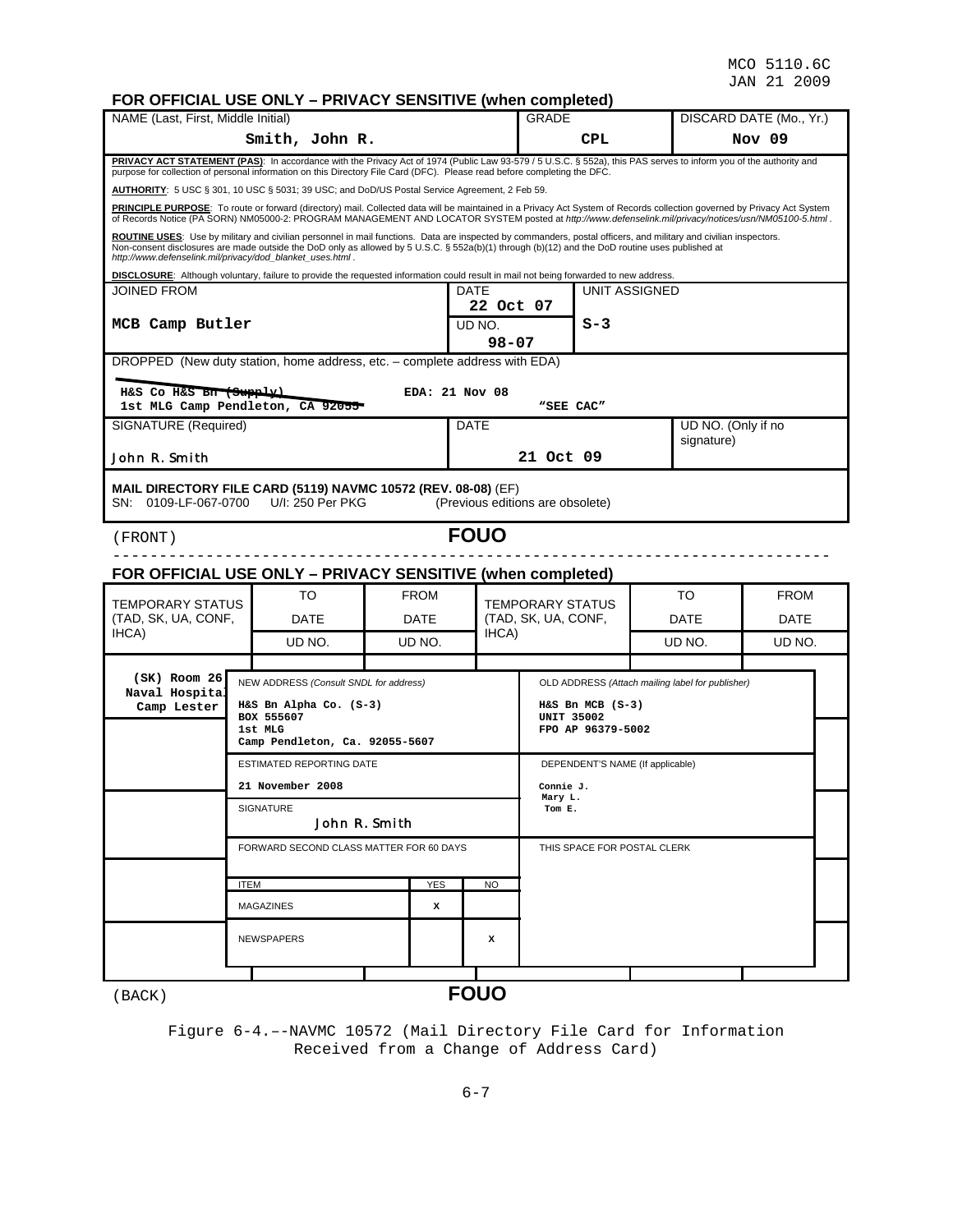**FOR OFFICIAL USE ONLY – PRIVACY SENSITIVE (when completed)**

| NAME (Last, First, Middle Initial) | GRADE | DISCARD DATE (Mo., Yr.) |
|---|---|---|
| Smith, John R. | CPL | Nov 09 |

**PRIVACY ACT STATEMENT (PAS)**: In accordance with the Privacy Act of 1974 (Public Law 93-579 / 5 U.S.C. § 552a), this PAS serves to inform you of the authority and purpose for collection of personal information on this Directory File Card (DFC). Please read before completing the DFC.

**AUTHORITY**: 5 USC § 301, 10 USC § 5031; 39 USC; and DoD/US Postal Service Agreement, 2 Feb 59.

**PRINCIPLE PURPOSE**: To route or forward (directory) mail. Collected data will be maintained in a Privacy Act System of Records collection governed by Privacy Act System of Records Notice (PA SORN) NM05000-2: PROGRAM MANAGEMENT AND LOCATOR SYSTEM posted at *http://www.defenselink.mil/privacy/notices/usn/NM05100-5.html*.

**ROUTINE USES**: Use by military and civilian personnel in mail functions. Data are inspected by commanders, postal officers, and military and civilian inspectors. Non-consent disclosures are made outside the DoD only as allowed by 5 U.S.C. § 552a(b)(1) through (b)(12) and the DoD routine uses published at *http://www.defenselink.mil/privacy/dod_blanket_uses.html*.

**DISCLOSURE**: Although voluntary, failure to provide the requested information could result in mail not being forwarded to new address.

| JOINED FROM | DATE / UD NO. | UNIT ASSIGNED |
|---|---|---|
| MCB Camp Butler | DATE: 22 Oct 07<br>UD NO.: 98-07 | S-3 |

DROPPED (New duty station, home address, etc. – complete address with EDA)

~~H&S Co H&S Bn (Supply)~~ EDA: 21 Nov 08
~~1st MLG Camp Pendleton, CA 92055~~ "SEE CAC"

| SIGNATURE (Required) | DATE | UD NO. (Only if no signature) |
|---|---|---|
| John R. Smith | 21 Oct 09 | |

**MAIL DIRECTORY FILE CARD (5119) NAVMC 10572 (REV. 08-08)** (EF)
SN: 0109-LF-067-0700 U/I: 250 Per PKG (Previous editions are obsolete)

(FRONT) **FOUO**

---

**FOR OFFICIAL USE ONLY – PRIVACY SENSITIVE (when completed)**

| TEMPORARY STATUS (TAD, SK, UA, CONF, IHCA) | TO DATE UD NO. | FROM DATE UD NO. | TEMPORARY STATUS (TAD, SK, UA, CONF, IHCA) | TO DATE UD NO. | FROM DATE UD NO. |
|---|---|---|---|---|---|
| (SK) Room 26 Naval Hospital Camp Lester | | | | | |

| NEW ADDRESS *(Consult SNDL for address)* | OLD ADDRESS *(Attach mailing label for publisher)* |
|---|---|
| H&S Bn Alpha Co. (S-3)<br>BOX 555607<br>1st MLG<br>Camp Pendleton, Ca. 92055-5607 | H&S Bn MCB (S-3)<br>UNIT 35002<br>FPO AP 96379-5002 |
| ESTIMATED REPORTING DATE<br>21 November 2008 | DEPENDENT'S NAME (If applicable)<br>Connie J.<br>Mary L.<br>Tom E. |
| SIGNATURE<br>John R. Smith | |
| FORWARD SECOND CLASS MATTER FOR 60 DAYS | THIS SPACE FOR POSTAL CLERK |

| ITEM | YES | NO |
|---|---|---|
| MAGAZINES | X | |
| NEWSPAPERS | | X |

(BACK) **FOUO**

Figure 6-4.--NAVMC 10572 (Mail Directory File Card for Information Received from a Change of Address Card)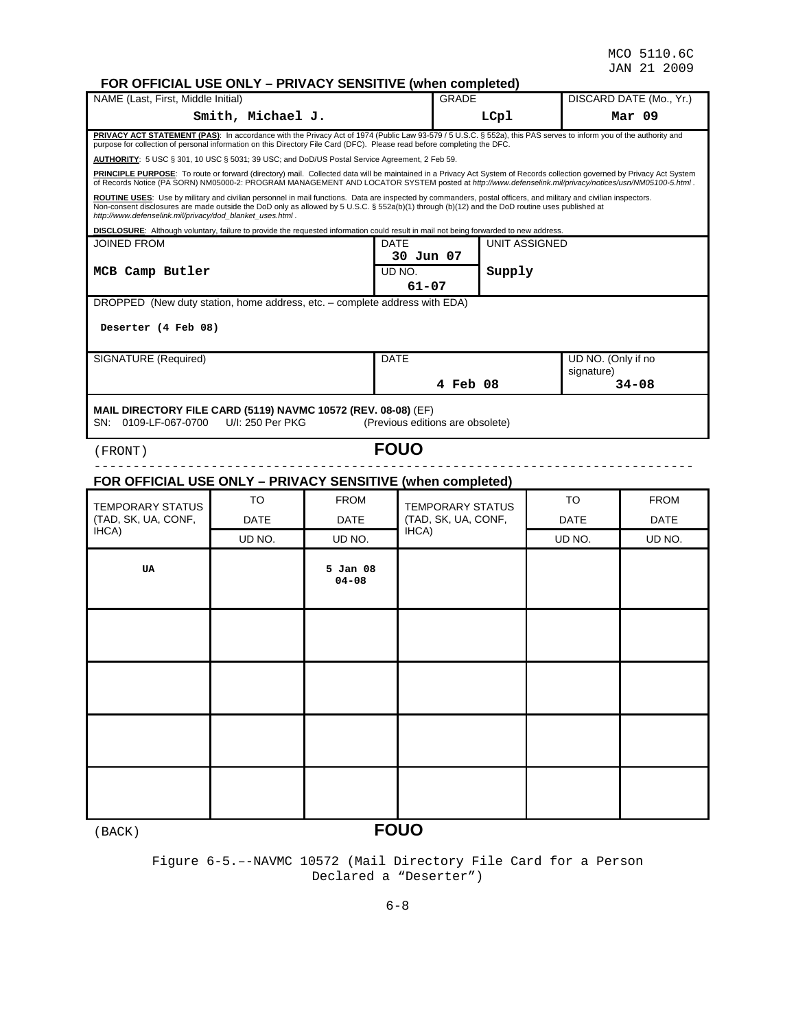**FOR OFFICIAL USE ONLY – PRIVACY SENSITIVE (when completed)**

| NAME (Last, First, Middle Initial) | GRADE | DISCARD DATE (Mo., Yr.) |
|---|---|---|
| **Smith, Michael J.** | **LCpl** | **Mar 09** |

**PRIVACY ACT STATEMENT (PAS)**: In accordance with the Privacy Act of 1974 (Public Law 93-579 / 5 U.S.C. § 552a), this PAS serves to inform you of the authority and purpose for collection of personal information on this Directory File Card (DFC). Please read before completing the DFC.

**AUTHORITY**: 5 USC § 301, 10 USC § 5031; 39 USC; and DoD/US Postal Service Agreement, 2 Feb 59.

**PRINCIPLE PURPOSE**: To route or forward (directory) mail. Collected data will be maintained in a Privacy Act System of Records collection governed by Privacy Act System of Records Notice (PA SORN) NM05000-2: PROGRAM MANAGEMENT AND LOCATOR SYSTEM posted at *http://www.defenselink.mil/privacy/notices/usn/NM05100-5.html*.

**ROUTINE USES**: Use by military and civilian personnel in mail functions. Data are inspected by commanders, postal officers, and military and civilian inspectors. Non-consent disclosures are made outside the DoD only as allowed by 5 U.S.C. § 552a(b)(1) through (b)(12) and the DoD routine uses published at *http://www.defenselink.mil/privacy/dod_blanket_uses.html*.

**DISCLOSURE**: Although voluntary, failure to provide the requested information could result in mail not being forwarded to new address.

| JOINED FROM | DATE / UD NO. | UNIT ASSIGNED |
|---|---|---|
| **MCB Camp Butler** | DATE: **30 Jun 07**<br>UD NO.: **61-07** | **Supply** |

DROPPED (New duty station, home address, etc. – complete address with EDA)

**Deserter (4 Feb 08)**

| SIGNATURE (Required) | DATE | UD NO. (Only if no signature) |
|---|---|---|
| | **4 Feb 08** | **34-08** |

**MAIL DIRECTORY FILE CARD (5119) NAVMC 10572 (REV. 08-08)** (EF)
SN: 0109-LF-067-0700 U/I: 250 Per PKG (Previous editions are obsolete)

(FRONT) **FOUO**

---

**FOR OFFICIAL USE ONLY – PRIVACY SENSITIVE (when completed)**

| TEMPORARY STATUS (TAD, SK, UA, CONF, IHCA) | TO DATE UD NO. | FROM DATE UD NO. | TEMPORARY STATUS (TAD, SK, UA, CONF, IHCA) | TO DATE UD NO. | FROM DATE UD NO. |
|---|---|---|---|---|---|
| **UA** | | **5 Jan 08**<br>**04-08** | | | |
| | | | | | |
| | | | | | |
| | | | | | |
| | | | | | |

(BACK) **FOUO**

Figure 6-5.—-NAVMC 10572 (Mail Directory File Card for a Person Declared a "Deserter")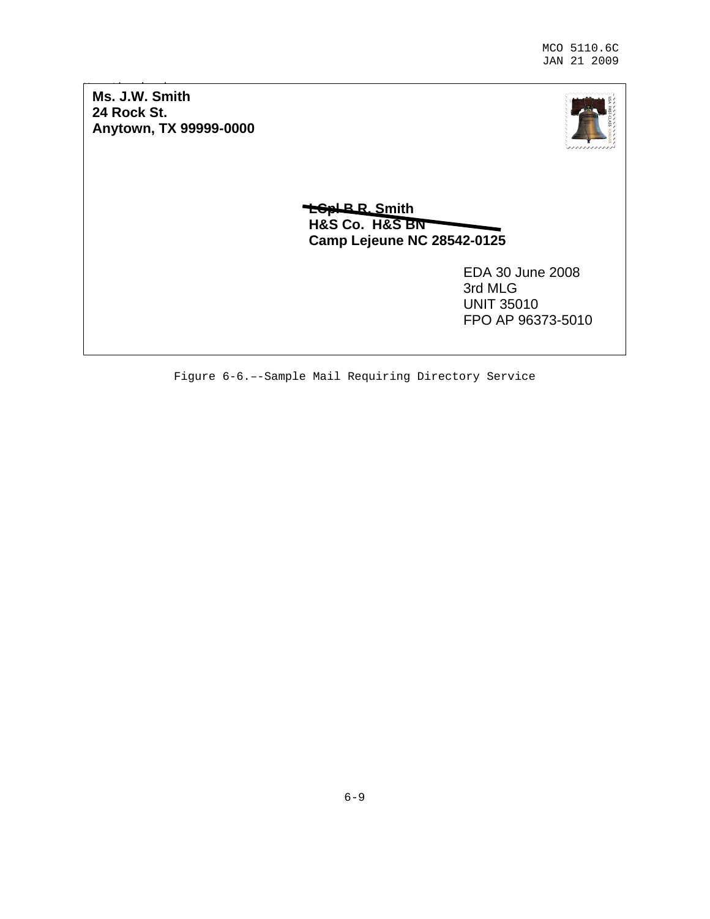**Ms. J.W. Smith**
**24 Rock St.**
**Anytown, TX 99999-0000**

~~**LCpl B R. Smith**~~
~~**H&S Co. H&S BN**~~
**Camp Lejeune NC 28542-0125**

EDA 30 June 2008
3rd MLG
UNIT 35010
FPO AP 96373-5010

Figure 6-6.–-Sample Mail Requiring Directory Service